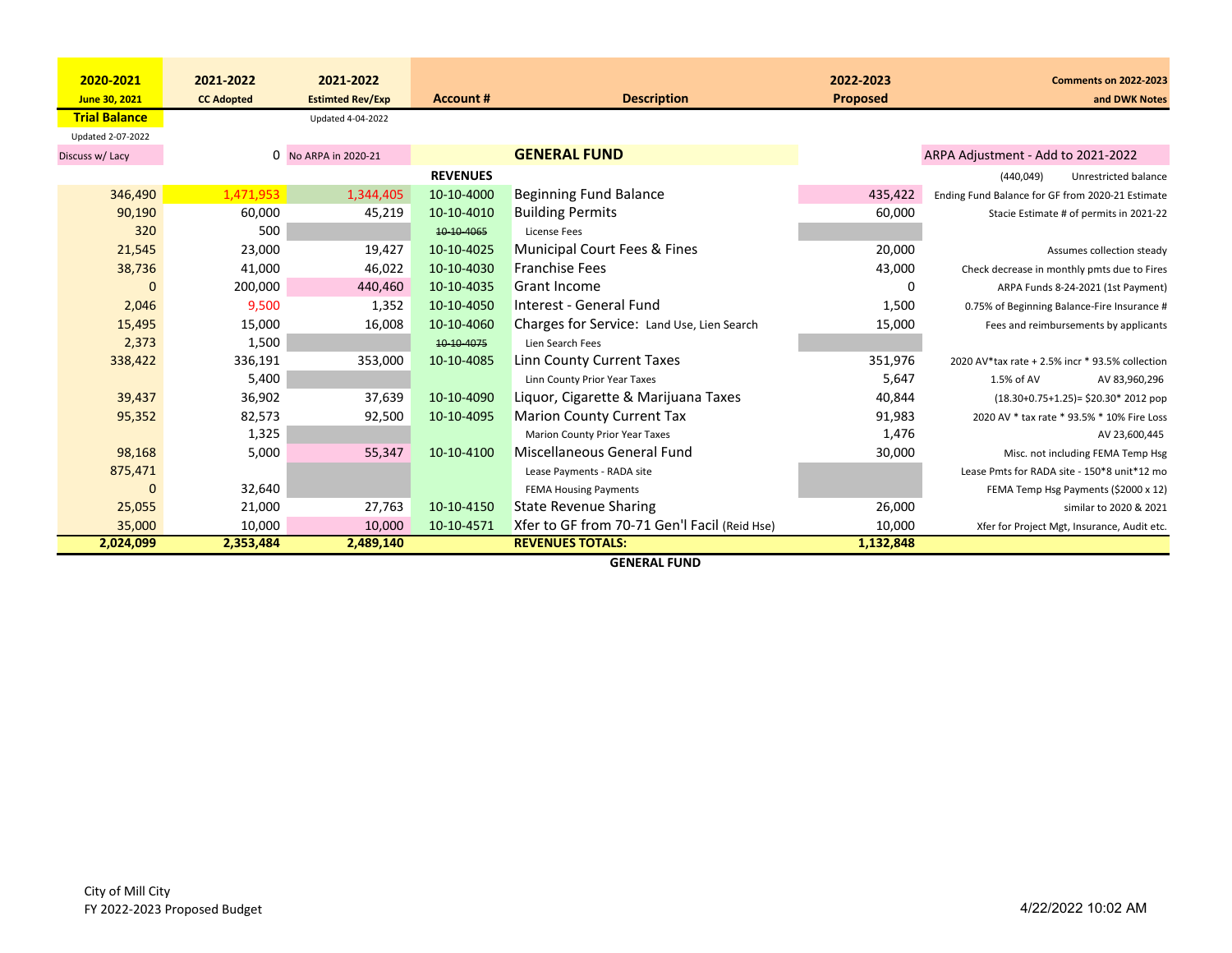| 2020-2021 June 30, 2021 | 2021-2022 CC Adopted | 2021-2022 Estimted Rev/Exp | Account # | Description | 2022-2023 Proposed | Comments on 2022-2023 and DWK Notes | |
|---|---|---|---|---|---|---|---|
| **Trial Balance** | | Updated 4-04-2022 | | | | | |
| Updated 2-07-2022 | | | | | | | |
| Discuss w/ Lacy | 0 | No ARPA in 2020-21 | | **GENERAL FUND** | | ARPA Adjustment - Add to 2021-2022 | |
| | | | **REVENUES** | | | (440,049) | Unrestricted balance |
| 346,490 | 1,471,953 | 1,344,405 | 10-10-4000 | Beginning Fund Balance | 435,422 | Ending Fund Balance for GF from 2020-21 Estimate | |
| 90,190 | 60,000 | 45,219 | 10-10-4010 | Building Permits | 60,000 | Stacie Estimate # of permits in 2021-22 | |
| 320 | 500 | | ~~10-10-4065~~ | License Fees | | | |
| 21,545 | 23,000 | 19,427 | 10-10-4025 | Municipal Court Fees & Fines | 20,000 | Assumes collection steady | |
| 38,736 | 41,000 | 46,022 | 10-10-4030 | Franchise Fees | 43,000 | Check decrease in monthly pmts due to Fires | |
| 0 | 200,000 | 440,460 | 10-10-4035 | Grant Income | 0 | ARPA Funds 8-24-2021 (1st Payment) | |
| 2,046 | 9,500 | 1,352 | 10-10-4050 | Interest - General Fund | 1,500 | 0.75% of Beginning Balance-Fire Insurance # | |
| 15,495 | 15,000 | 16,008 | 10-10-4060 | Charges for Service: Land Use, Lien Search | 15,000 | Fees and reimbursements by applicants | |
| 2,373 | 1,500 | | ~~10-10-4075~~ | Lien Search Fees | | | |
| 338,422 | 336,191 | 353,000 | 10-10-4085 | Linn County Current Taxes | 351,976 | 2020 AV*tax rate + 2.5% incr * 93.5% collection | |
| | 5,400 | | | Linn County Prior Year Taxes | 5,647 | 1.5% of AV | AV 83,960,296 |
| 39,437 | 36,902 | 37,639 | 10-10-4090 | Liquor, Cigarette & Marijuana Taxes | 40,844 | (18.30+0.75+1.25)= $20.30* 2012 pop | |
| 95,352 | 82,573 | 92,500 | 10-10-4095 | Marion County Current Tax | 91,983 | 2020 AV * tax rate * 93.5% * 10% Fire Loss | |
| | 1,325 | | | Marion County Prior Year Taxes | 1,476 | | AV 23,600,445 |
| 98,168 | 5,000 | 55,347 | 10-10-4100 | Miscellaneous General Fund | 30,000 | Misc. not including FEMA Temp Hsg | |
| 875,471 | | | | Lease Payments - RADA site | | Lease Pmts for RADA site - 150*8 unit*12 mo | |
| 0 | 32,640 | | | FEMA Housing Payments | | FEMA Temp Hsg Payments ($2000 x 12) | |
| 25,055 | 21,000 | 27,763 | 10-10-4150 | State Revenue Sharing | 26,000 | similar to 2020 & 2021 | |
| 35,000 | 10,000 | 10,000 | 10-10-4571 | Xfer to GF from 70-71 Gen'l Facil (Reid Hse) | 10,000 | Xfer for Project Mgt, Insurance, Audit etc. | |
| **2,024,099** | **2,353,484** | **2,489,140** | | **REVENUES TOTALS:** | **1,132,848** | | |

**GENERAL FUND**

City of Mill City
FY 2022-2023 Proposed Budget

4/22/2022 10:02 AM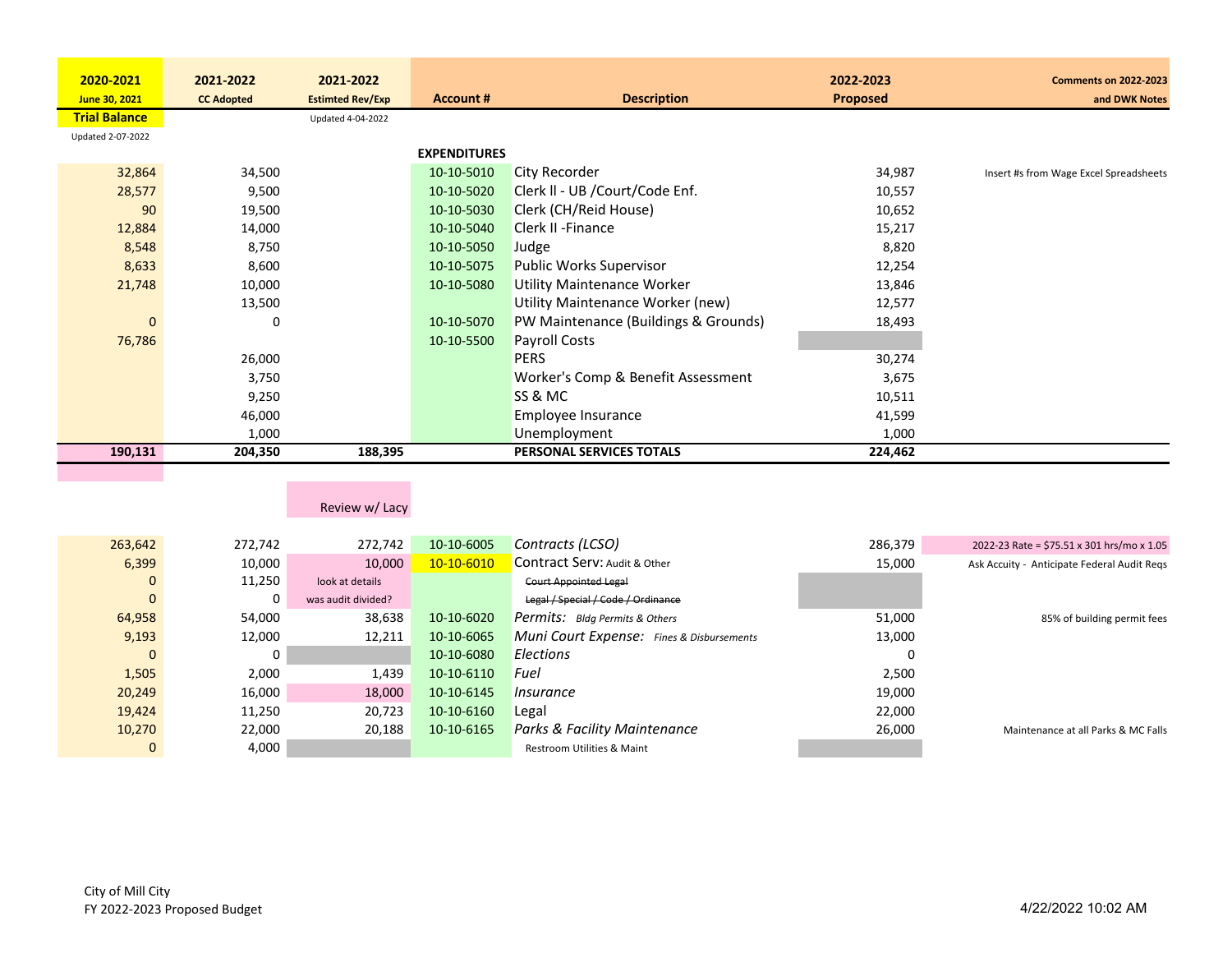| 2020-2021 June 30, 2021 Trial Balance | 2021-2022 CC Adopted | 2021-2022 Estimted Rev/Exp | Account # | Description | 2022-2023 Proposed | Comments on 2022-2023 and DWK Notes |
|---|---|---|---|---|---|---|
| Updated 2-07-2022 | | Updated 4-04-2022 | | | | |
| | | | **EXPENDITURES** | | | |
| 32,864 | 34,500 | | 10-10-5010 | City Recorder | 34,987 | Insert #s from Wage Excel Spreadsheets |
| 28,577 | 9,500 | | 10-10-5020 | Clerk ll - UB /Court/Code Enf. | 10,557 | |
| 90 | 19,500 | | 10-10-5030 | Clerk (CH/Reid House) | 10,652 | |
| 12,884 | 14,000 | | 10-10-5040 | Clerk II -Finance | 15,217 | |
| 8,548 | 8,750 | | 10-10-5050 | Judge | 8,820 | |
| 8,633 | 8,600 | | 10-10-5075 | Public Works Supervisor | 12,254 | |
| 21,748 | 10,000 | | 10-10-5080 | Utility Maintenance Worker | 13,846 | |
| | 13,500 | | | Utility Maintenance Worker (new) | 12,577 | |
| 0 | 0 | | 10-10-5070 | PW Maintenance (Buildings & Grounds) | 18,493 | |
| 76,786 | | | 10-10-5500 | Payroll Costs | | |
| | 26,000 | | | PERS | 30,274 | |
| | 3,750 | | | Worker's Comp & Benefit Assessment | 3,675 | |
| | 9,250 | | | SS & MC | 10,511 | |
| | 46,000 | | | Employee Insurance | 41,599 | |
| | 1,000 | | | Unemployment | 1,000 | |
| **190,131** | **204,350** | **188,395** | | **PERSONAL SERVICES TOTALS** | **224,462** | |
| | | Review w/ Lacy | | | | |
| 263,642 | 272,742 | 272,742 | 10-10-6005 | *Contracts (LCSO)* | 286,379 | 2022-23 Rate = $75.51 x 301 hrs/mo x 1.05 |
| 6,399 | 10,000 | 10,000 | 10-10-6010 | Contract Serv: Audit & Other | 15,000 | Ask Accuity - Anticipate Federal Audit Reqs |
| 0 | 11,250 | look at details | | ~~Court Appointed Legal~~ | | |
| 0 | 0 | was audit divided? | | ~~Legal / Special / Code / Ordinance~~ | | |
| 64,958 | 54,000 | 38,638 | 10-10-6020 | *Permits: Bldg Permits & Others* | 51,000 | 85% of building permit fees |
| 9,193 | 12,000 | 12,211 | 10-10-6065 | *Muni Court Expense: Fines & Disbursements* | 13,000 | |
| 0 | 0 | | 10-10-6080 | *Elections* | 0 | |
| 1,505 | 2,000 | 1,439 | 10-10-6110 | *Fuel* | 2,500 | |
| 20,249 | 16,000 | 18,000 | 10-10-6145 | *Insurance* | 19,000 | |
| 19,424 | 11,250 | 20,723 | 10-10-6160 | Legal | 22,000 | |
| 10,270 | 22,000 | 20,188 | 10-10-6165 | *Parks & Facility Maintenance* | 26,000 | Maintenance at all Parks & MC Falls |
| 0 | 4,000 | | | Restroom Utilities & Maint | | |

City of Mill City
FY 2022-2023 Proposed Budget

4/22/2022 10:02 AM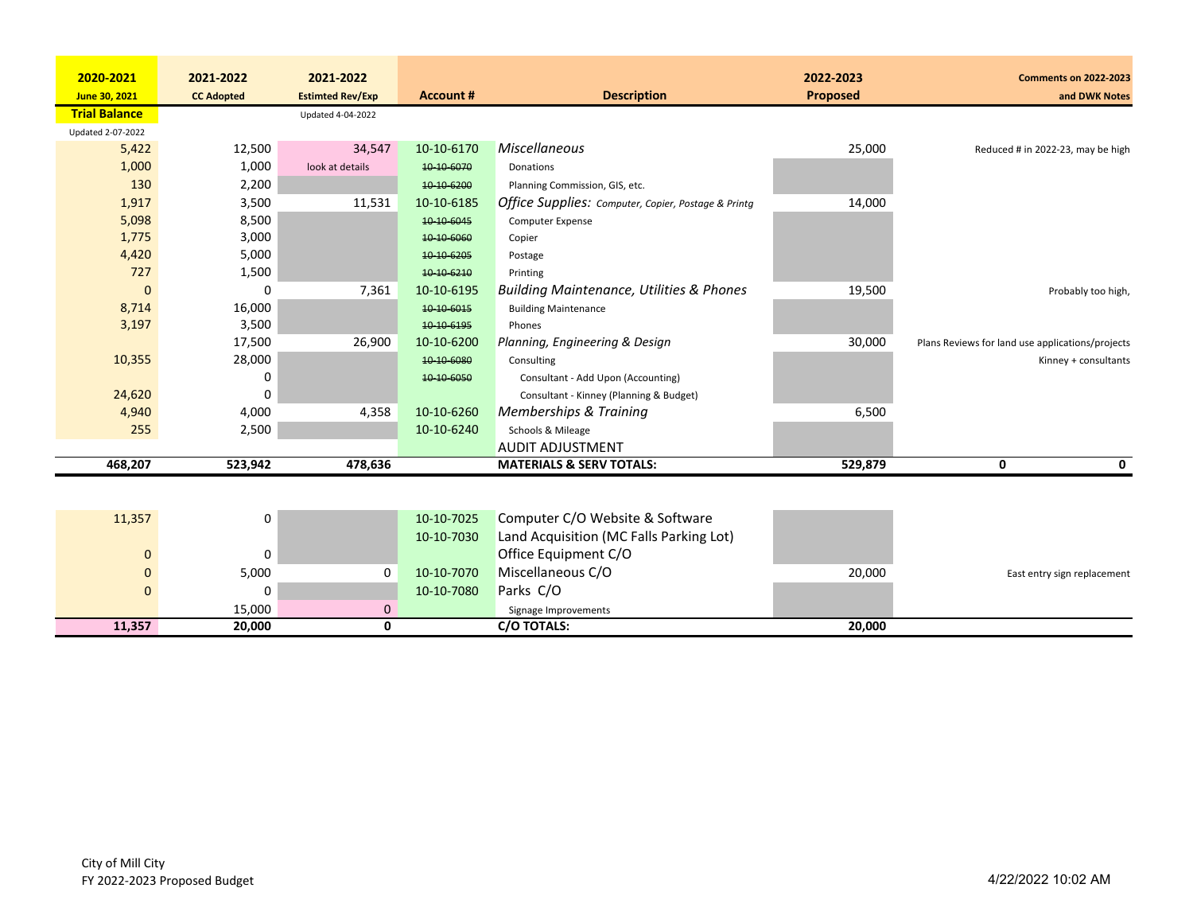| 2020-2021 June 30, 2021 | 2021-2022 CC Adopted | 2021-2022 Estimted Rev/Exp | Account # | Description | 2022-2023 Proposed | Comments on 2022-2023 and DWK Notes | |
|---|---|---|---|---|---|---|---|
| **Trial Balance** | | Updated 4-04-2022 | | | | | |
| Updated 2-07-2022 | | | | | | | |
| 5,422 | 12,500 | 34,547 | 10-10-6170 | *Miscellaneous* | 25,000 | Reduced # in 2022-23, may be high | |
| 1,000 | 1,000 | look at details | ~~10-10-6070~~ | Donations | | | |
| 130 | 2,200 | | ~~10-10-6200~~ | Planning Commission, GIS, etc. | | | |
| 1,917 | 3,500 | 11,531 | 10-10-6185 | *Office Supplies: Computer, Copier, Postage & Printg* | 14,000 | | |
| 5,098 | 8,500 | | ~~10-10-6045~~ | Computer Expense | | | |
| 1,775 | 3,000 | | ~~10-10-6060~~ | Copier | | | |
| 4,420 | 5,000 | | ~~10-10-6205~~ | Postage | | | |
| 727 | 1,500 | | ~~10-10-6210~~ | Printing | | | |
| 0 | 0 | 7,361 | 10-10-6195 | *Building Maintenance, Utilities & Phones* | 19,500 | Probably too high, | |
| 8,714 | 16,000 | | ~~10-10-6015~~ | Building Maintenance | | | |
| 3,197 | 3,500 | | ~~10-10-6195~~ | Phones | | | |
| | 17,500 | 26,900 | 10-10-6200 | *Planning, Engineering & Design* | 30,000 | Plans Reviews for land use applications/projects | |
| 10,355 | 28,000 | | ~~10-10-6080~~ | Consulting | | Kinney + consultants | |
| | 0 | | ~~10-10-6050~~ | Consultant - Add Upon (Accounting) | | | |
| 24,620 | 0 | | | Consultant - Kinney (Planning & Budget) | | | |
| 4,940 | 4,000 | 4,358 | 10-10-6260 | *Memberships & Training* | 6,500 | | |
| 255 | 2,500 | | 10-10-6240 | Schools & Mileage | | | |
| | | | | AUDIT ADJUSTMENT | | | |
| **468,207** | **523,942** | **478,636** | | **MATERIALS & SERV TOTALS:** | **529,879** | **0** | **0** |

| 2020-2021 | 2021-2022 CC Adopted | 2021-2022 Estimted Rev/Exp | Account # | Description | 2022-2023 Proposed | Comments on 2022-2023 and DWK Notes |
|---|---|---|---|---|---|---|
| 11,357 | 0 | | 10-10-7025 | Computer C/O Website & Software | | |
| | | | 10-10-7030 | Land Acquisition (MC Falls Parking Lot) | | |
| 0 | 0 | | | Office Equipment C/O | | |
| 0 | 5,000 | 0 | 10-10-7070 | Miscellaneous C/O | 20,000 | East entry sign replacement |
| 0 | 0 | | 10-10-7080 | Parks C/O | | |
| | 15,000 | 0 | | Signage Improvements | | |
| **11,357** | **20,000** | **0** | | **C/O TOTALS:** | **20,000** | |

City of Mill City
FY 2022-2023 Proposed Budget

4/22/2022 10:02 AM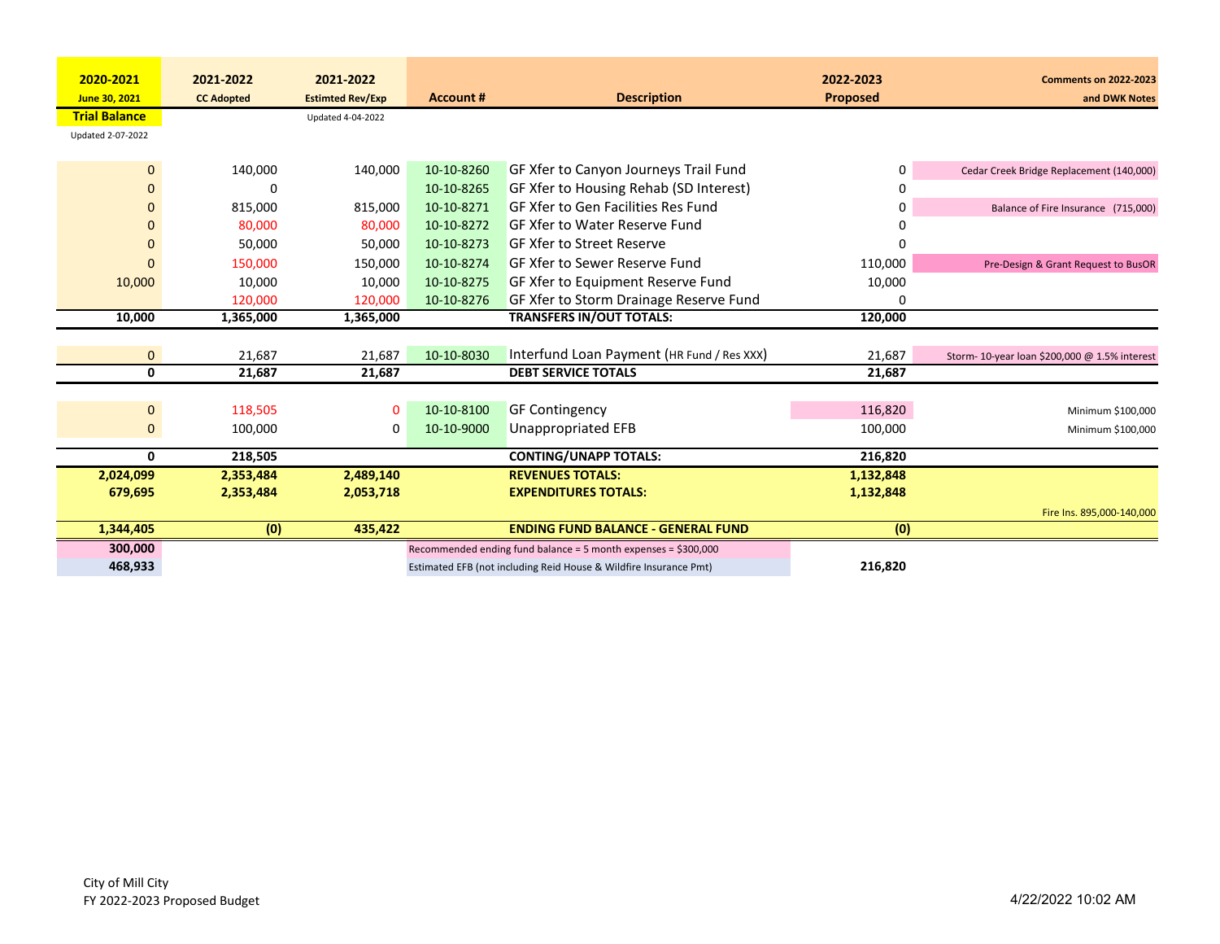| 2020-2021 June 30, 2021 Trial Balance | 2021-2022 CC Adopted | 2021-2022 Estimted Rev/Exp | Account # | Description | 2022-2023 Proposed | Comments on 2022-2023 and DWK Notes |
|---|---|---|---|---|---|---|
| Updated 2-07-2022 | | Updated 4-04-2022 | | | | |
| 0 | 140,000 | 140,000 | 10-10-8260 | GF Xfer to Canyon Journeys Trail Fund | 0 | Cedar Creek Bridge Replacement (140,000) |
| 0 | 0 | | 10-10-8265 | GF Xfer to Housing Rehab (SD Interest) | 0 | |
| 0 | 815,000 | 815,000 | 10-10-8271 | GF Xfer to Gen Facilities Res Fund | 0 | Balance of Fire Insurance (715,000) |
| 0 | 80,000 | 80,000 | 10-10-8272 | GF Xfer to Water Reserve Fund | 0 | |
| 0 | 50,000 | 50,000 | 10-10-8273 | GF Xfer to Street Reserve | 0 | |
| 0 | 150,000 | 150,000 | 10-10-8274 | GF Xfer to Sewer Reserve Fund | 110,000 | Pre-Design & Grant Request to BusOR |
| 10,000 | 10,000 | 10,000 | 10-10-8275 | GF Xfer to Equipment Reserve Fund | 10,000 | |
| | 120,000 | 120,000 | 10-10-8276 | GF Xfer to Storm Drainage Reserve Fund | 0 | |
| **10,000** | **1,365,000** | **1,365,000** | | **TRANSFERS IN/OUT TOTALS:** | **120,000** | |
| 0 | 21,687 | 21,687 | 10-10-8030 | Interfund Loan Payment (HR Fund / Res XXX) | 21,687 | Storm- 10-year loan $200,000 @ 1.5% interest |
| **0** | **21,687** | **21,687** | | **DEBT SERVICE TOTALS** | **21,687** | |
| 0 | 118,505 | 0 | 10-10-8100 | GF Contingency | 116,820 | Minimum $100,000 |
| 0 | 100,000 | 0 | 10-10-9000 | Unappropriated EFB | 100,000 | Minimum $100,000 |
| **0** | **218,505** | | | **CONTING/UNAPP TOTALS:** | **216,820** | |
| **2,024,099** | **2,353,484** | **2,489,140** | | **REVENUES TOTALS:** | **1,132,848** | |
| **679,695** | **2,353,484** | **2,053,718** | | **EXPENDITURES TOTALS:** | **1,132,848** | |
| | | | | | | Fire Ins. 895,000-140,000 |
| **1,344,405** | **(0)** | **435,422** | | **ENDING FUND BALANCE - GENERAL FUND** | **(0)** | |
| **300,000** | | | Recommended ending fund balance = 5 month expenses = $300,000 | | | |
| **468,933** | | | Estimated EFB (not including Reid House & Wildfire Insurance Pmt) | | **216,820** | |

City of Mill City
FY 2022-2023 Proposed Budget

4/22/2022 10:02 AM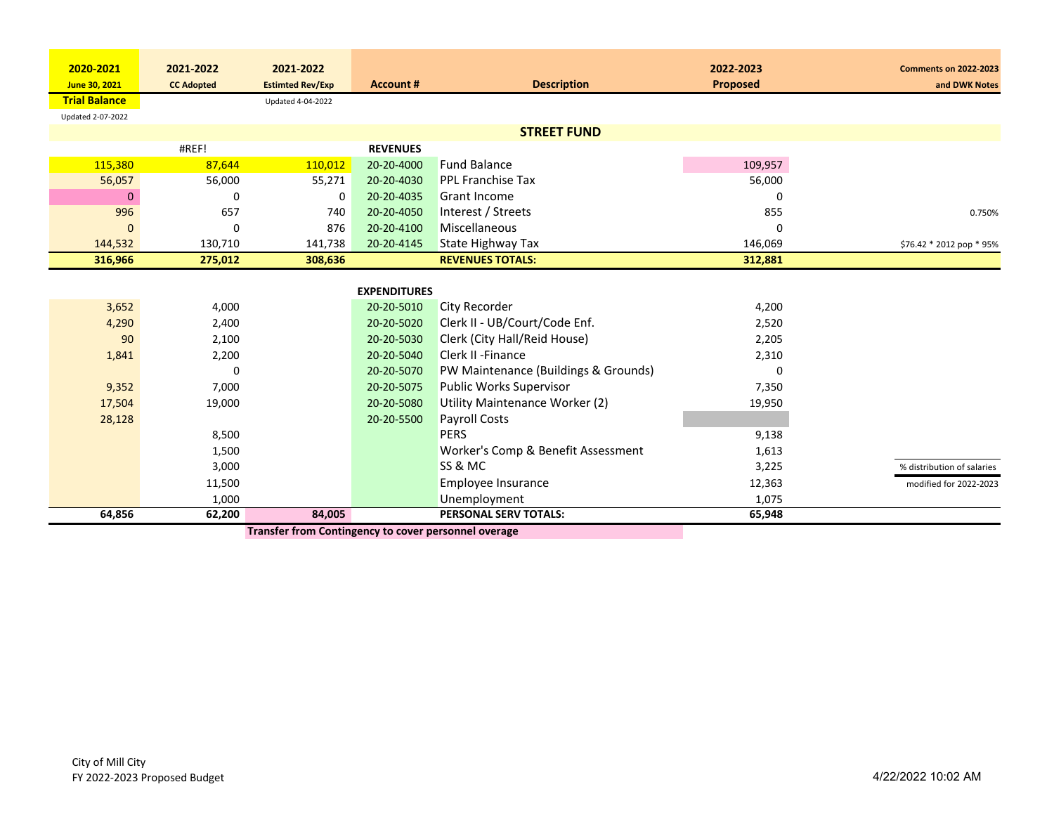| 2020-2021 June 30, 2021 Trial Balance | 2021-2022 CC Adopted | 2021-2022 Estimted Rev/Exp | Account # | Description | 2022-2023 Proposed | Comments on 2022-2023 and DWK Notes |
|---|---|---|---|---|---|---|
| Updated 2-07-2022 | | Updated 4-04-2022 | | | | |
| | | | | **STREET FUND** | | |
| | #REF! | | **REVENUES** | | | |
| 115,380 | 87,644 | 110,012 | 20-20-4000 | Fund Balance | 109,957 | |
| 56,057 | 56,000 | 55,271 | 20-20-4030 | PPL Franchise Tax | 56,000 | |
| 0 | 0 | 0 | 20-20-4035 | Grant Income | 0 | |
| 996 | 657 | 740 | 20-20-4050 | Interest / Streets | 855 | 0.750% |
| 0 | 0 | 876 | 20-20-4100 | Miscellaneous | 0 | |
| 144,532 | 130,710 | 141,738 | 20-20-4145 | State Highway Tax | 146,069 | $76.42 * 2012 pop * 95% |
| **316,966** | **275,012** | **308,636** | | **REVENUES TOTALS:** | **312,881** | |
| | | | **EXPENDITURES** | | | |
| 3,652 | 4,000 | | 20-20-5010 | City Recorder | 4,200 | |
| 4,290 | 2,400 | | 20-20-5020 | Clerk II - UB/Court/Code Enf. | 2,520 | |
| 90 | 2,100 | | 20-20-5030 | Clerk (City Hall/Reid House) | 2,205 | |
| 1,841 | 2,200 | | 20-20-5040 | Clerk II -Finance | 2,310 | |
| | 0 | | 20-20-5070 | PW Maintenance (Buildings & Grounds) | 0 | |
| 9,352 | 7,000 | | 20-20-5075 | Public Works Supervisor | 7,350 | |
| 17,504 | 19,000 | | 20-20-5080 | Utility Maintenance Worker (2) | 19,950 | |
| 28,128 | | | 20-20-5500 | Payroll Costs | | |
| | 8,500 | | | PERS | 9,138 | |
| | 1,500 | | | Worker's Comp & Benefit Assessment | 1,613 | |
| | 3,000 | | | SS & MC | 3,225 | % distribution of salaries |
| | 11,500 | | | Employee Insurance | 12,363 | modified for 2022-2023 |
| | 1,000 | | | Unemployment | 1,075 | |
| **64,856** | **62,200** | **84,005** | | **PERSONAL SERV TOTALS:** | **65,948** | |

**Transfer from Contingency to cover personnel overage**

City of Mill City
FY 2022-2023 Proposed Budget

4/22/2022 10:02 AM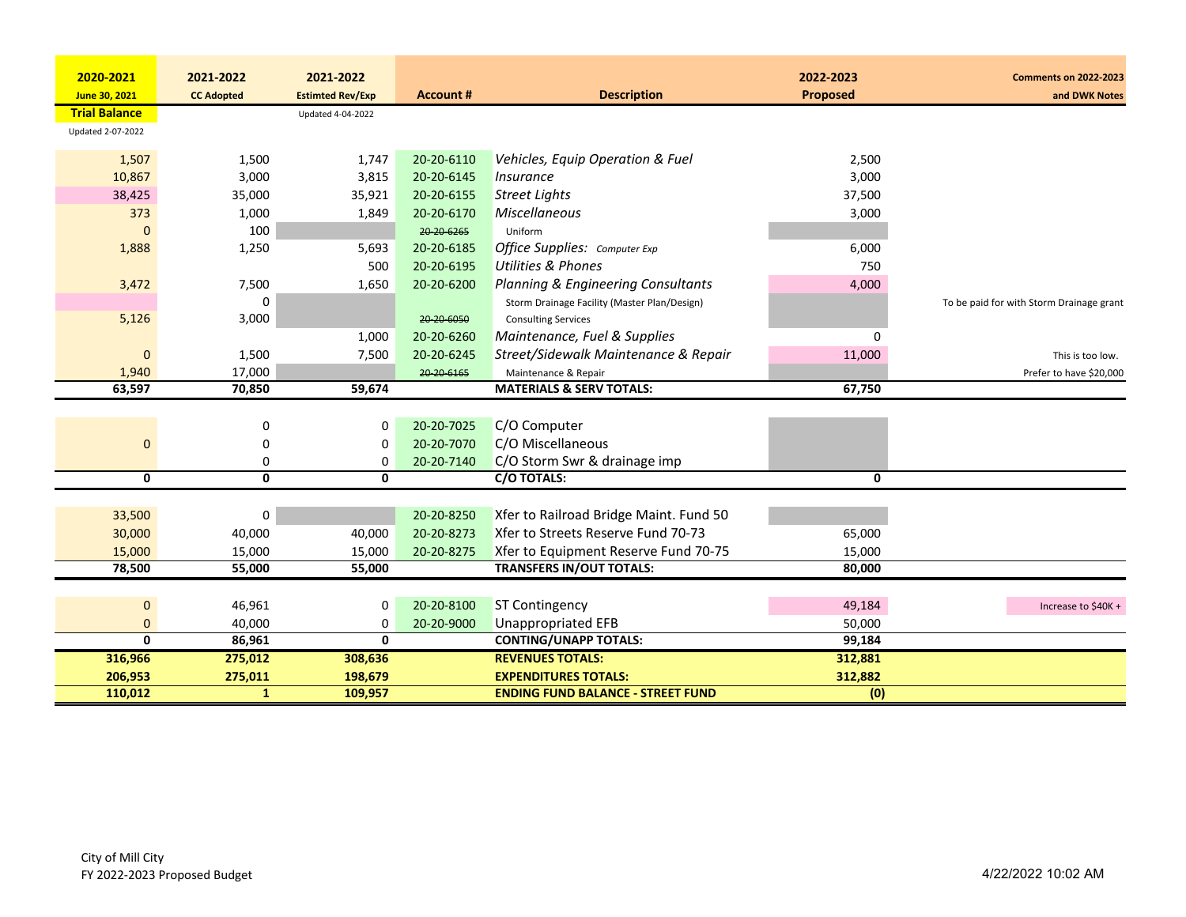| 2020-2021 June 30, 2021 Trial Balance | 2021-2022 CC Adopted | 2021-2022 Estimted Rev/Exp | Account # | Description | 2022-2023 Proposed | Comments on 2022-2023 and DWK Notes |
|---|---|---|---|---|---|---|
| Updated 2-07-2022 | | Updated 4-04-2022 | | | | |
| 1,507 | 1,500 | 1,747 | 20-20-6110 | *Vehicles, Equip Operation & Fuel* | 2,500 | |
| 10,867 | 3,000 | 3,815 | 20-20-6145 | *Insurance* | 3,000 | |
| 38,425 | 35,000 | 35,921 | 20-20-6155 | *Street Lights* | 37,500 | |
| 373 | 1,000 | 1,849 | 20-20-6170 | *Miscellaneous* | 3,000 | |
| 0 | 100 | | ~~20-20-6265~~ | Uniform | | |
| 1,888 | 1,250 | 5,693 | 20-20-6185 | *Office Supplies: Computer Exp* | 6,000 | |
| | | 500 | 20-20-6195 | *Utilities & Phones* | 750 | |
| 3,472 | 7,500 | 1,650 | 20-20-6200 | *Planning & Engineering Consultants* | 4,000 | |
| | 0 | | | Storm Drainage Facility (Master Plan/Design) | | To be paid for with Storm Drainage grant |
| 5,126 | 3,000 | | ~~20-20-6050~~ | Consulting Services | | |
| | | 1,000 | 20-20-6260 | *Maintenance, Fuel & Supplies* | 0 | |
| 0 | 1,500 | 7,500 | 20-20-6245 | *Street/Sidewalk Maintenance & Repair* | 11,000 | This is too low. |
| 1,940 | 17,000 | | ~~20-20-6165~~ | Maintenance & Repair | | Prefer to have $20,000 |
| **63,597** | **70,850** | **59,674** | | **MATERIALS & SERV TOTALS:** | **67,750** | |
| | 0 | 0 | 20-20-7025 | C/O Computer | | |
| 0 | 0 | 0 | 20-20-7070 | C/O Miscellaneous | | |
| | 0 | 0 | 20-20-7140 | C/O Storm Swr & drainage imp | | |
| **0** | **0** | **0** | | **C/O TOTALS:** | **0** | |
| 33,500 | 0 | | 20-20-8250 | Xfer to Railroad Bridge Maint. Fund 50 | | |
| 30,000 | 40,000 | 40,000 | 20-20-8273 | Xfer to Streets Reserve Fund 70-73 | 65,000 | |
| 15,000 | 15,000 | 15,000 | 20-20-8275 | Xfer to Equipment Reserve Fund 70-75 | 15,000 | |
| **78,500** | **55,000** | **55,000** | | **TRANSFERS IN/OUT TOTALS:** | **80,000** | |
| 0 | 46,961 | 0 | 20-20-8100 | ST Contingency | 49,184 | Increase to $40K + |
| 0 | 40,000 | 0 | 20-20-9000 | Unappropriated EFB | 50,000 | |
| **0** | **86,961** | **0** | | **CONTING/UNAPP TOTALS:** | **99,184** | |
| **316,966** | **275,012** | **308,636** | | **REVENUES TOTALS:** | **312,881** | |
| **206,953** | **275,011** | **198,679** | | **EXPENDITURES TOTALS:** | **312,882** | |
| **110,012** | **1** | **109,957** | | **ENDING FUND BALANCE - STREET FUND** | **(0)** | |

City of Mill City
FY 2022-2023 Proposed Budget

4/22/2022 10:02 AM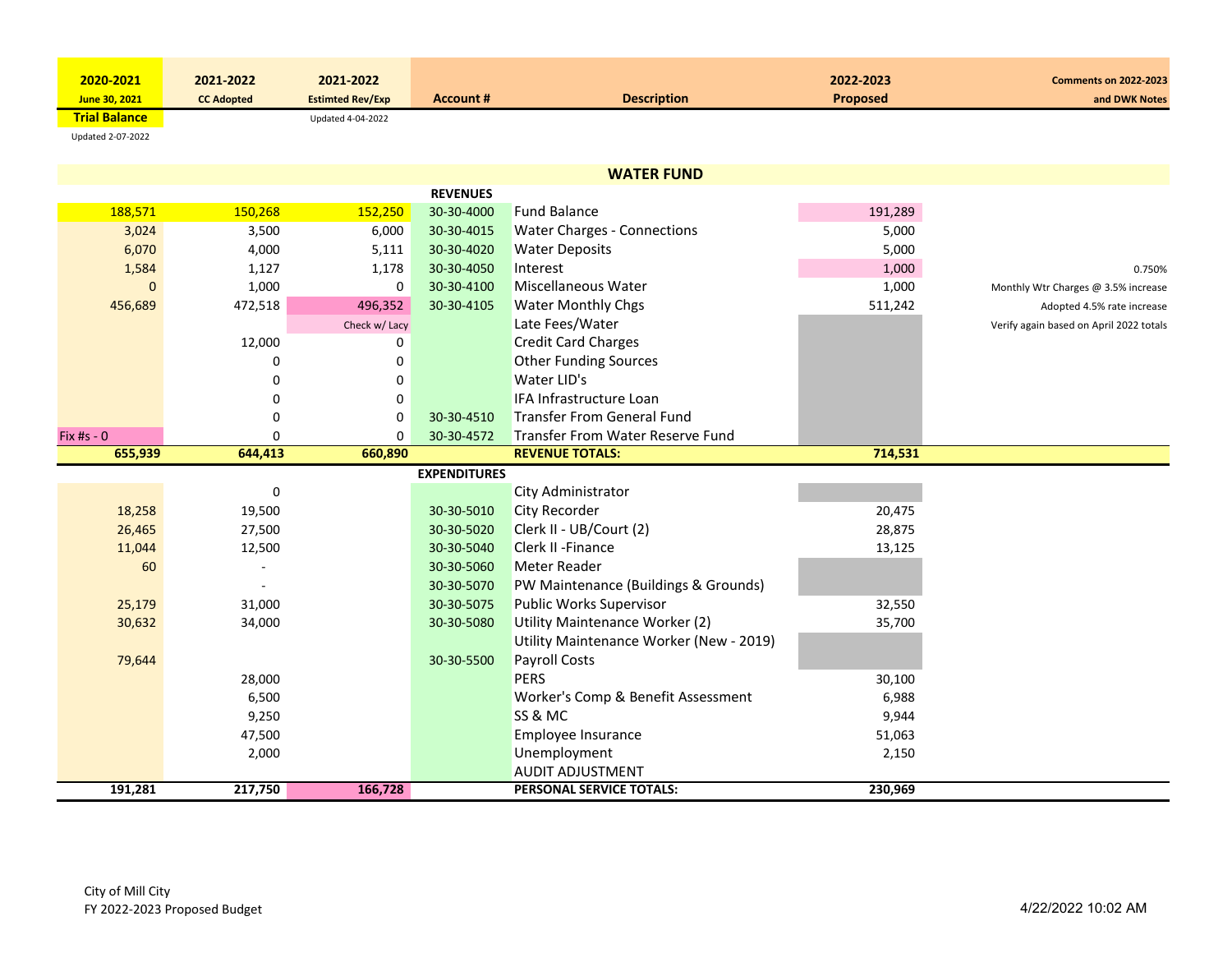| 2020-2021 June 30, 2021 Trial Balance | 2021-2022 CC Adopted | 2021-2022 Estimted Rev/Exp | Account # | Description | 2022-2023 Proposed | Comments on 2022-2023 and DWK Notes |
|---|---|---|---|---|---|---|
| Updated 2-07-2022 | | Updated 4-04-2022 | | | | |
| | | | | **WATER FUND** | | |
| | | | **REVENUES** | | | |
| 188,571 | 150,268 | 152,250 | 30-30-4000 | Fund Balance | 191,289 | |
| 3,024 | 3,500 | 6,000 | 30-30-4015 | Water Charges - Connections | 5,000 | |
| 6,070 | 4,000 | 5,111 | 30-30-4020 | Water Deposits | 5,000 | |
| 1,584 | 1,127 | 1,178 | 30-30-4050 | Interest | 1,000 | 0.750% |
| 0 | 1,000 | 0 | 30-30-4100 | Miscellaneous Water | 1,000 | Monthly Wtr Charges @ 3.5% increase |
| 456,689 | 472,518 | 496,352 | 30-30-4105 | Water Monthly Chgs | 511,242 | Adopted 4.5% rate increase |
| | | Check w/ Lacy | | Late Fees/Water | | Verify again based on April 2022 totals |
| | 12,000 | 0 | | Credit Card Charges | | |
| | 0 | 0 | | Other Funding Sources | | |
| | 0 | 0 | | Water LID's | | |
| | 0 | 0 | | IFA Infrastructure Loan | | |
| | 0 | 0 | 30-30-4510 | Transfer From General Fund | | |
| Fix #s - 0 | 0 | 0 | 30-30-4572 | Transfer From Water Reserve Fund | | |
| **655,939** | **644,413** | **660,890** | | **REVENUE TOTALS:** | **714,531** | |
| | | | **EXPENDITURES** | | | |
| | 0 | | | City Administrator | | |
| 18,258 | 19,500 | | 30-30-5010 | City Recorder | 20,475 | |
| 26,465 | 27,500 | | 30-30-5020 | Clerk II - UB/Court (2) | 28,875 | |
| 11,044 | 12,500 | | 30-30-5040 | Clerk II -Finance | 13,125 | |
| 60 | - | | 30-30-5060 | Meter Reader | | |
| | - | | 30-30-5070 | PW Maintenance (Buildings & Grounds) | | |
| 25,179 | 31,000 | | 30-30-5075 | Public Works Supervisor | 32,550 | |
| 30,632 | 34,000 | | 30-30-5080 | Utility Maintenance Worker (2) | 35,700 | |
| | | | | Utility Maintenance Worker (New - 2019) | | |
| 79,644 | | | 30-30-5500 | Payroll Costs | | |
| | 28,000 | | | PERS | 30,100 | |
| | 6,500 | | | Worker's Comp & Benefit Assessment | 6,988 | |
| | 9,250 | | | SS & MC | 9,944 | |
| | 47,500 | | | Employee Insurance | 51,063 | |
| | 2,000 | | | Unemployment | 2,150 | |
| | | | | AUDIT ADJUSTMENT | | |
| **191,281** | **217,750** | **166,728** | | **PERSONAL SERVICE TOTALS:** | **230,969** | |

City of Mill City
FY 2022-2023 Proposed Budget

4/22/2022 10:02 AM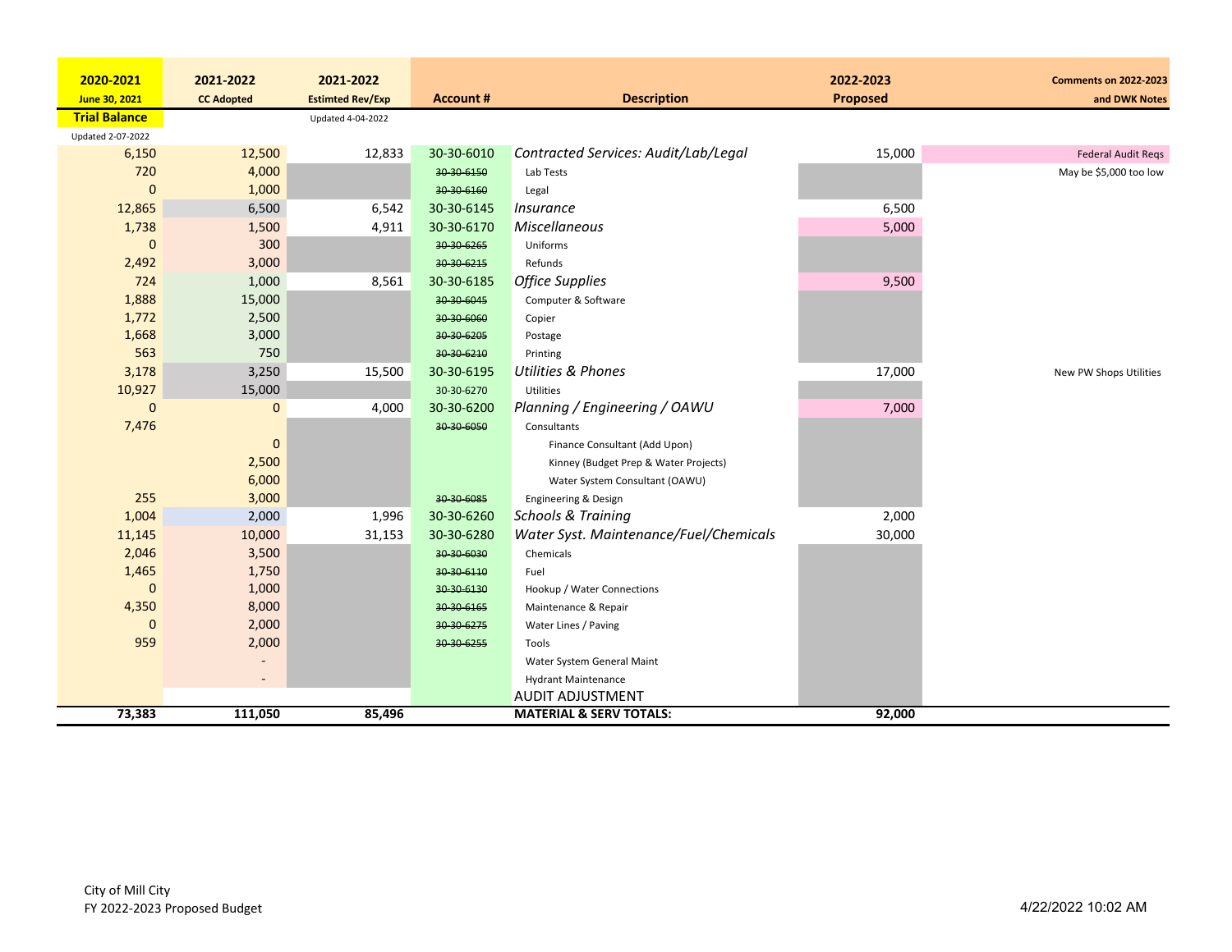| 2020-2021 June 30, 2021 Trial Balance | 2021-2022 CC Adopted | 2021-2022 Estimted Rev/Exp | Account # | Description | 2022-2023 Proposed | Comments on 2022-2023 and DWK Notes |
|---|---|---|---|---|---|---|
| Updated 2-07-2022 | | Updated 4-04-2022 | | | | |
| 6,150 | 12,500 | 12,833 | 30-30-6010 | *Contracted Services: Audit/Lab/Legal* | 15,000 | Federal Audit Reqs |
| 720 | 4,000 | | ~~30-30-6150~~ | Lab Tests | | May be $5,000 too low |
| 0 | 1,000 | | ~~30-30-6160~~ | Legal | | |
| 12,865 | 6,500 | 6,542 | 30-30-6145 | *Insurance* | 6,500 | |
| 1,738 | 1,500 | 4,911 | 30-30-6170 | *Miscellaneous* | 5,000 | |
| 0 | 300 | | ~~30-30-6265~~ | Uniforms | | |
| 2,492 | 3,000 | | ~~30-30-6215~~ | Refunds | | |
| 724 | 1,000 | 8,561 | 30-30-6185 | *Office Supplies* | 9,500 | |
| 1,888 | 15,000 | | ~~30-30-6045~~ | Computer & Software | | |
| 1,772 | 2,500 | | ~~30-30-6060~~ | Copier | | |
| 1,668 | 3,000 | | ~~30-30-6205~~ | Postage | | |
| 563 | 750 | | ~~30-30-6210~~ | Printing | | |
| 3,178 | 3,250 | 15,500 | 30-30-6195 | *Utilities & Phones* | 17,000 | New PW Shops Utilities |
| 10,927 | 15,000 | | 30-30-6270 | Utilities | | |
| 0 | 0 | 4,000 | 30-30-6200 | *Planning / Engineering / OAWU* | 7,000 | |
| 7,476 | | | ~~30-30-6050~~ | Consultants | | |
| | 0 | | | Finance Consultant (Add Upon) | | |
| | 2,500 | | | Kinney (Budget Prep & Water Projects) | | |
| | 6,000 | | | Water System Consultant (OAWU) | | |
| 255 | 3,000 | | ~~30-30-6085~~ | Engineering & Design | | |
| 1,004 | 2,000 | 1,996 | 30-30-6260 | *Schools & Training* | 2,000 | |
| 11,145 | 10,000 | 31,153 | 30-30-6280 | *Water Syst. Maintenance/Fuel/Chemicals* | 30,000 | |
| 2,046 | 3,500 | | ~~30-30-6030~~ | Chemicals | | |
| 1,465 | 1,750 | | ~~30-30-6110~~ | Fuel | | |
| 0 | 1,000 | | ~~30-30-6130~~ | Hookup / Water Connections | | |
| 4,350 | 8,000 | | ~~30-30-6165~~ | Maintenance & Repair | | |
| 0 | 2,000 | | ~~30-30-6275~~ | Water Lines / Paving | | |
| 959 | 2,000 | | ~~30-30-6255~~ | Tools | | |
| | - | | | Water System General Maint | | |
| | - | | | Hydrant Maintenance | | |
| | | | | AUDIT ADJUSTMENT | | |
| **73,383** | **111,050** | **85,496** | | **MATERIAL & SERV TOTALS:** | **92,000** | |

City of Mill City
FY 2022-2023 Proposed Budget

4/22/2022 10:02 AM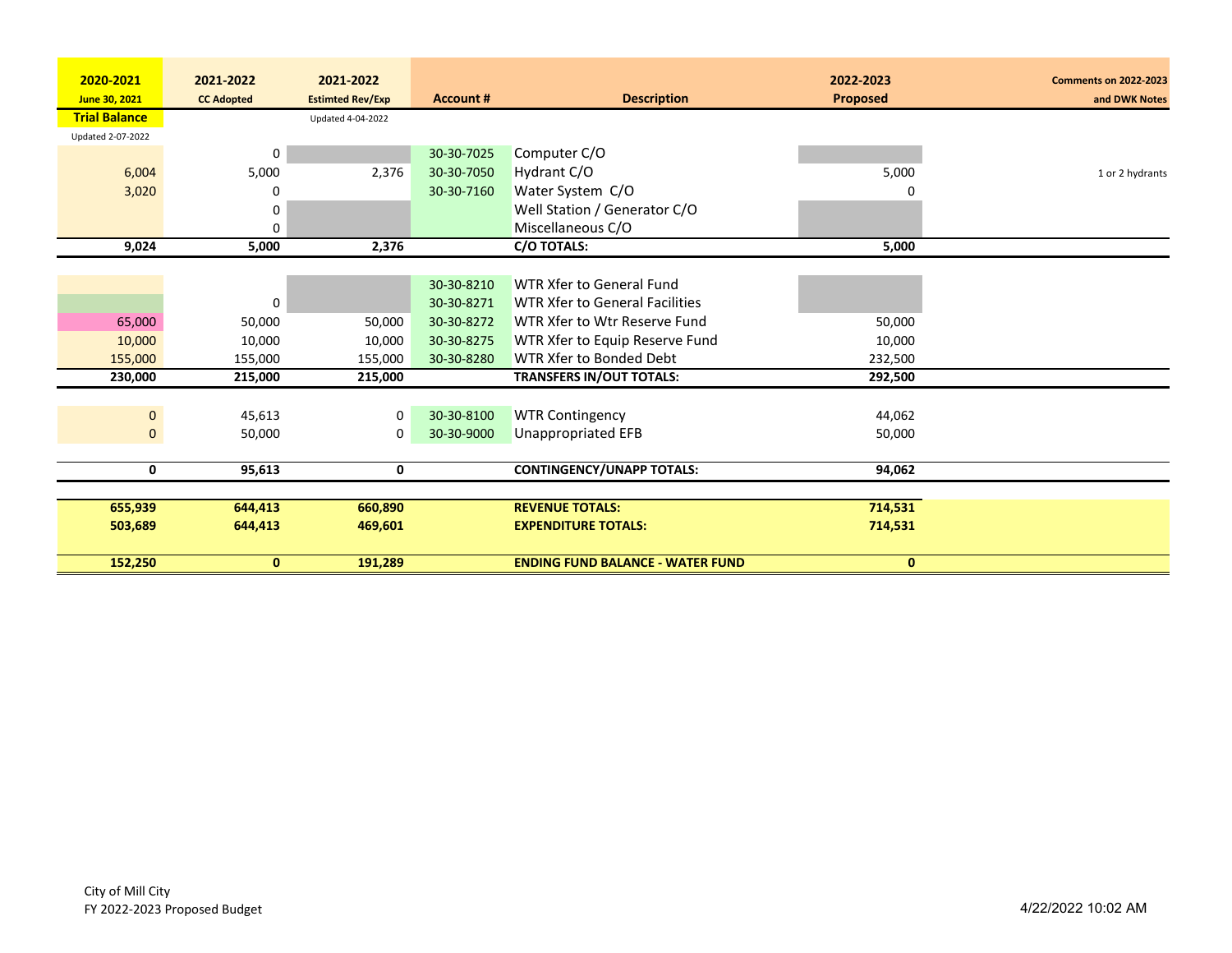| 2020-2021 June 30, 2021 Trial Balance Updated 2-07-2022 | 2021-2022 CC Adopted | 2021-2022 Estimted Rev/Exp Updated 4-04-2022 | Account # | Description | 2022-2023 Proposed | Comments on 2022-2023 and DWK Notes |
|---|---|---|---|---|---|---|
| | 0 | | 30-30-7025 | Computer C/O | | |
| 6,004 | 5,000 | 2,376 | 30-30-7050 | Hydrant C/O | 5,000 | 1 or 2 hydrants |
| 3,020 | 0 | | 30-30-7160 | Water System C/O | 0 | |
| | 0 | | | Well Station / Generator C/O | | |
| | 0 | | | Miscellaneous C/O | | |
| **9,024** | **5,000** | **2,376** | | **C/O TOTALS:** | **5,000** | |
| | | | | | | |
| | | | 30-30-8210 | WTR Xfer to General Fund | | |
| | 0 | | 30-30-8271 | WTR Xfer to General Facilities | | |
| 65,000 | 50,000 | 50,000 | 30-30-8272 | WTR Xfer to Wtr Reserve Fund | 50,000 | |
| 10,000 | 10,000 | 10,000 | 30-30-8275 | WTR Xfer to Equip Reserve Fund | 10,000 | |
| 155,000 | 155,000 | 155,000 | 30-30-8280 | WTR Xfer to Bonded Debt | 232,500 | |
| **230,000** | **215,000** | **215,000** | | **TRANSFERS IN/OUT TOTALS:** | **292,500** | |
| | | | | | | |
| 0 | 45,613 | 0 | 30-30-8100 | WTR Contingency | 44,062 | |
| 0 | 50,000 | 0 | 30-30-9000 | Unappropriated EFB | 50,000 | |
| **0** | **95,613** | **0** | | **CONTINGENCY/UNAPP TOTALS:** | **94,062** | |
| | | | | | | |
| **655,939** | **644,413** | **660,890** | | **REVENUE TOTALS:** | **714,531** | |
| **503,689** | **644,413** | **469,601** | | **EXPENDITURE TOTALS:** | **714,531** | |
| **152,250** | **0** | **191,289** | | **ENDING FUND BALANCE - WATER FUND** | **0** | |

City of Mill City
FY 2022-2023 Proposed Budget

4/22/2022 10:02 AM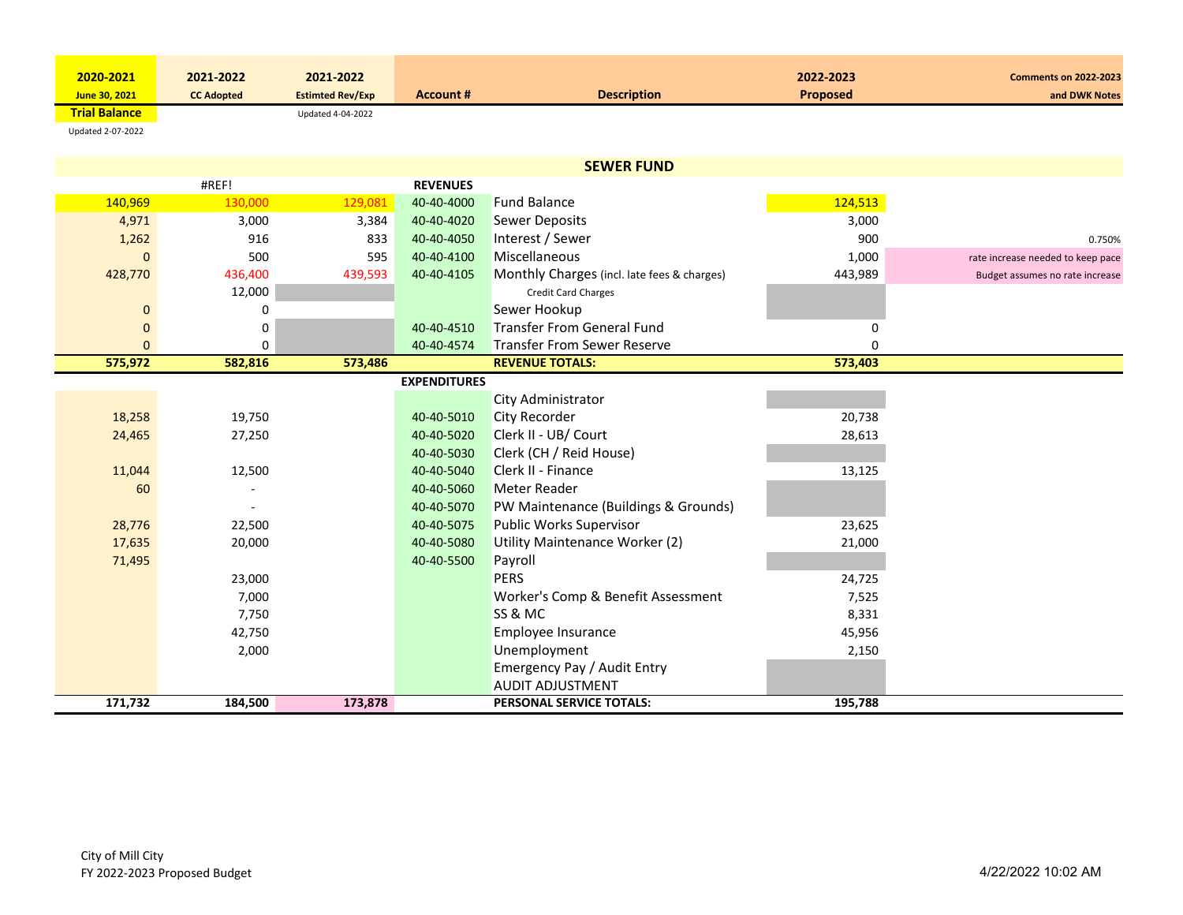| 2020-2021 June 30, 2021 Trial Balance | 2021-2022 CC Adopted | 2021-2022 Estimted Rev/Exp | Account # | Description | 2022-2023 Proposed | Comments on 2022-2023 and DWK Notes |
|---|---|---|---|---|---|---|
| Updated 2-07-2022 | | Updated 4-04-2022 | | | | |
| | | | | **SEWER FUND** | | |
| | #REF! | | **REVENUES** | | | |
| 140,969 | 130,000 | 129,081 | 40-40-4000 | Fund Balance | 124,513 | |
| 4,971 | 3,000 | 3,384 | 40-40-4020 | Sewer Deposits | 3,000 | |
| 1,262 | 916 | 833 | 40-40-4050 | Interest / Sewer | 900 | 0.750% |
| 0 | 500 | 595 | 40-40-4100 | Miscellaneous | 1,000 | rate increase needed to keep pace |
| 428,770 | 436,400 | 439,593 | 40-40-4105 | Monthly Charges (incl. late fees & charges) | 443,989 | Budget assumes no rate increase |
| | 12,000 | | | Credit Card Charges | | |
| 0 | 0 | | | Sewer Hookup | | |
| 0 | 0 | | 40-40-4510 | Transfer From General Fund | 0 | |
| 0 | 0 | | 40-40-4574 | Transfer From Sewer Reserve | 0 | |
| **575,972** | **582,816** | **573,486** | | **REVENUE TOTALS:** | **573,403** | |
| | | | **EXPENDITURES** | | | |
| | | | | City Administrator | | |
| 18,258 | 19,750 | | 40-40-5010 | City Recorder | 20,738 | |
| 24,465 | 27,250 | | 40-40-5020 | Clerk II - UB/ Court | 28,613 | |
| | | | 40-40-5030 | Clerk (CH / Reid House) | | |
| 11,044 | 12,500 | | 40-40-5040 | Clerk II - Finance | 13,125 | |
| 60 | - | | 40-40-5060 | Meter Reader | | |
| | - | | 40-40-5070 | PW Maintenance (Buildings & Grounds) | | |
| 28,776 | 22,500 | | 40-40-5075 | Public Works Supervisor | 23,625 | |
| 17,635 | 20,000 | | 40-40-5080 | Utility Maintenance Worker (2) | 21,000 | |
| 71,495 | | | 40-40-5500 | Payroll | | |
| | 23,000 | | | PERS | 24,725 | |
| | 7,000 | | | Worker's Comp & Benefit Assessment | 7,525 | |
| | 7,750 | | | SS & MC | 8,331 | |
| | 42,750 | | | Employee Insurance | 45,956 | |
| | 2,000 | | | Unemployment | 2,150 | |
| | | | | Emergency Pay / Audit Entry | | |
| | | | | AUDIT ADJUSTMENT | | |
| **171,732** | **184,500** | **173,878** | | **PERSONAL SERVICE TOTALS:** | **195,788** | |

City of Mill City
FY 2022-2023 Proposed Budget

4/22/2022 10:02 AM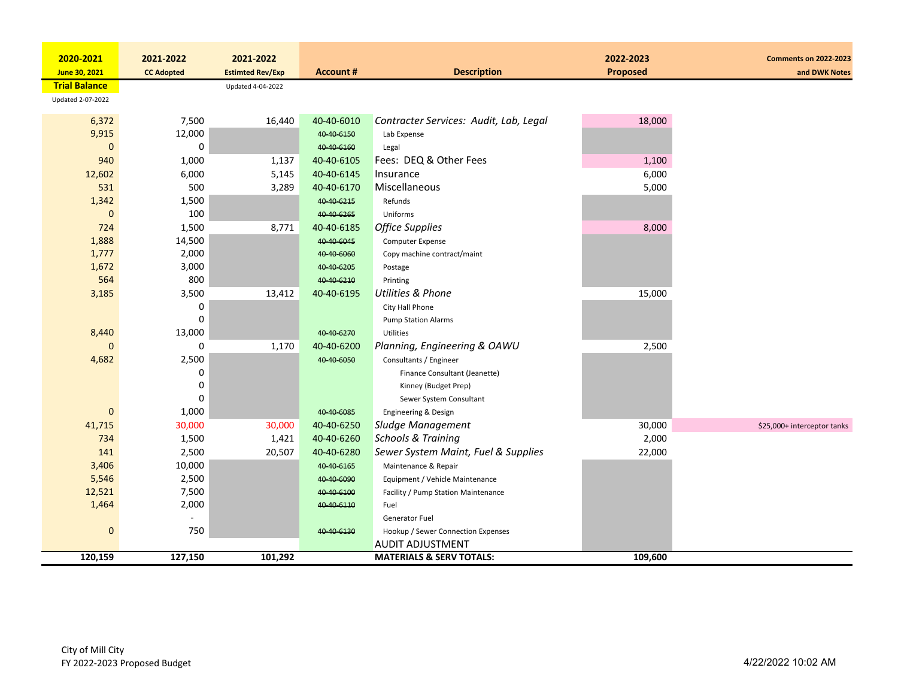| 2020-2021 June 30, 2021 Trial Balance | 2021-2022 CC Adopted | 2021-2022 Estimted Rev/Exp | Account # | Description | 2022-2023 Proposed | Comments on 2022-2023 and DWK Notes |
|---|---|---|---|---|---|---|
| Updated 2-07-2022 | | Updated 4-04-2022 | | | | |
| 6,372 | 7,500 | 16,440 | 40-40-6010 | *Contracter Services: Audit, Lab, Legal* | 18,000 | |
| 9,915 | 12,000 | | ~~40-40-6150~~ | Lab Expense | | |
| 0 | 0 | | ~~40-40-6160~~ | Legal | | |
| 940 | 1,000 | 1,137 | 40-40-6105 | Fees: DEQ & Other Fees | 1,100 | |
| 12,602 | 6,000 | 5,145 | 40-40-6145 | Insurance | 6,000 | |
| 531 | 500 | 3,289 | 40-40-6170 | Miscellaneous | 5,000 | |
| 1,342 | 1,500 | | ~~40-40-6215~~ | Refunds | | |
| 0 | 100 | | ~~40-40-6265~~ | Uniforms | | |
| 724 | 1,500 | 8,771 | 40-40-6185 | *Office Supplies* | 8,000 | |
| 1,888 | 14,500 | | ~~40-40-6045~~ | Computer Expense | | |
| 1,777 | 2,000 | | ~~40-40-6060~~ | Copy machine contract/maint | | |
| 1,672 | 3,000 | | ~~40-40-6205~~ | Postage | | |
| 564 | 800 | | ~~40-40-6210~~ | Printing | | |
| 3,185 | 3,500 | 13,412 | 40-40-6195 | *Utilities & Phone* | 15,000 | |
| | 0 | | | City Hall Phone | | |
| | 0 | | | Pump Station Alarms | | |
| 8,440 | 13,000 | | ~~40-40-6270~~ | Utilities | | |
| 0 | 0 | 1,170 | 40-40-6200 | *Planning, Engineering & OAWU* | 2,500 | |
| 4,682 | 2,500 | | ~~40-40-6050~~ | Consultants / Engineer | | |
| | 0 | | | Finance Consultant (Jeanette) | | |
| | 0 | | | Kinney (Budget Prep) | | |
| | 0 | | | Sewer System Consultant | | |
| 0 | 1,000 | | ~~40-40-6085~~ | Engineering & Design | | |
| 41,715 | 30,000 | 30,000 | 40-40-6250 | *Sludge Management* | 30,000 | $25,000+ interceptor tanks |
| 734 | 1,500 | 1,421 | 40-40-6260 | *Schools & Training* | 2,000 | |
| 141 | 2,500 | 20,507 | 40-40-6280 | *Sewer System Maint, Fuel & Supplies* | 22,000 | |
| 3,406 | 10,000 | | ~~40-40-6165~~ | Maintenance & Repair | | |
| 5,546 | 2,500 | | ~~40-40-6090~~ | Equipment / Vehicle Maintenance | | |
| 12,521 | 7,500 | | ~~40-40-6100~~ | Facility / Pump Station Maintenance | | |
| 1,464 | 2,000 | | ~~40-40-6110~~ | Fuel | | |
| | - | | | Generator Fuel | | |
| 0 | 750 | | ~~40-40-6130~~ | Hookup / Sewer Connection Expenses | | |
| | | | | AUDIT ADJUSTMENT | | |
| **120,159** | **127,150** | **101,292** | | **MATERIALS & SERV TOTALS:** | **109,600** | |

City of Mill City
FY 2022-2023 Proposed Budget

4/22/2022 10:02 AM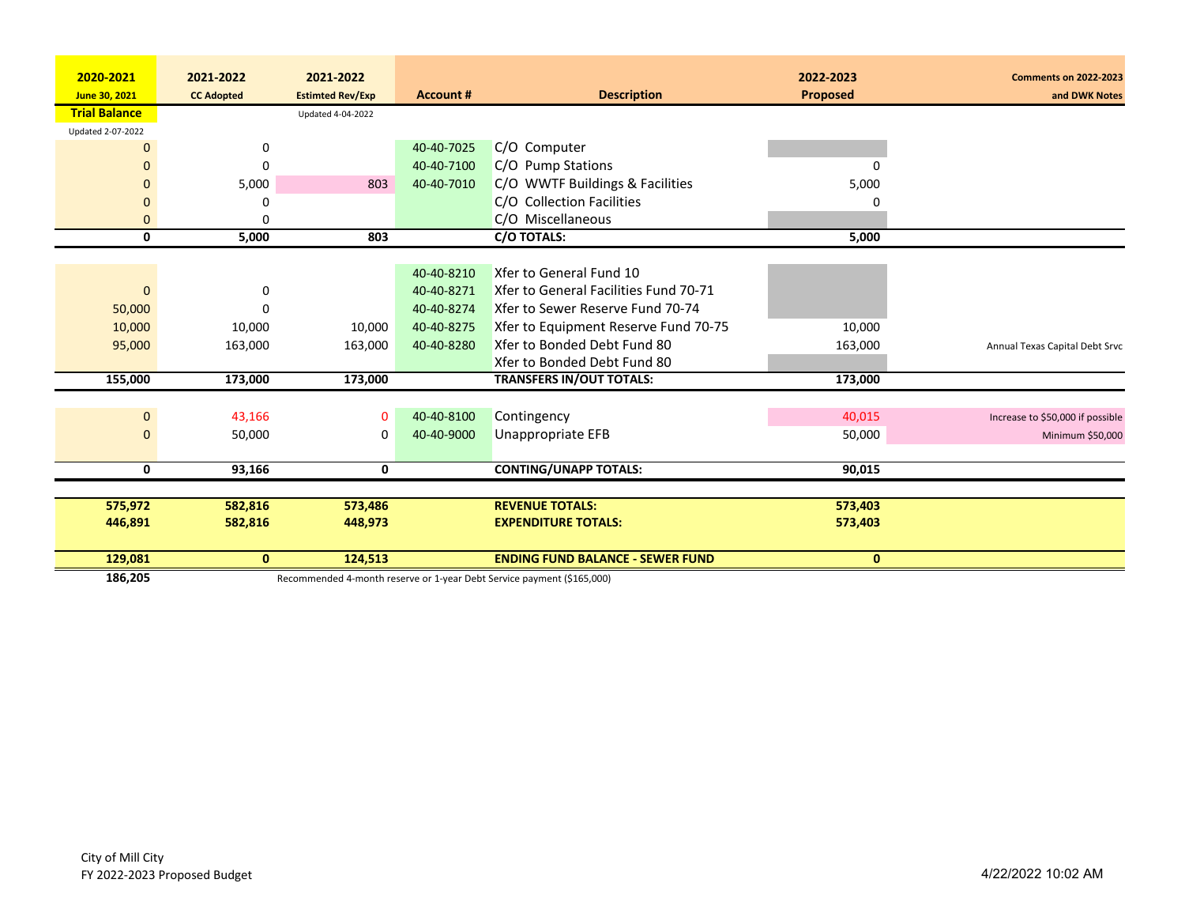| 2020-2021 June 30, 2021 Trial Balance | 2021-2022 CC Adopted | 2021-2022 Estimted Rev/Exp | Account # | Description | 2022-2023 Proposed | Comments on 2022-2023 and DWK Notes |
|---|---|---|---|---|---|---|
| Updated 2-07-2022 | | Updated 4-04-2022 | | | | |
| 0 | 0 | | 40-40-7025 | C/O Computer | | |
| 0 | 0 | | 40-40-7100 | C/O Pump Stations | 0 | |
| 0 | 5,000 | 803 | 40-40-7010 | C/O WWTF Buildings & Facilities | 5,000 | |
| 0 | 0 | | | C/O Collection Facilities | 0 | |
| 0 | 0 | | | C/O Miscellaneous | | |
| **0** | **5,000** | **803** | | **C/O TOTALS:** | **5,000** | |
| | | | 40-40-8210 | Xfer to General Fund 10 | | |
| 0 | 0 | | 40-40-8271 | Xfer to General Facilities Fund 70-71 | | |
| 50,000 | 0 | | 40-40-8274 | Xfer to Sewer Reserve Fund 70-74 | | |
| 10,000 | 10,000 | 10,000 | 40-40-8275 | Xfer to Equipment Reserve Fund 70-75 | 10,000 | |
| 95,000 | 163,000 | 163,000 | 40-40-8280 | Xfer to Bonded Debt Fund 80 | 163,000 | Annual Texas Capital Debt Srvc |
| | | | | Xfer to Bonded Debt Fund 80 | | |
| **155,000** | **173,000** | **173,000** | | **TRANSFERS IN/OUT TOTALS:** | **173,000** | |
| 0 | 43,166 | 0 | 40-40-8100 | Contingency | 40,015 | Increase to $50,000 if possible |
| 0 | 50,000 | 0 | 40-40-9000 | Unappropriate EFB | 50,000 | Minimum $50,000 |
| **0** | **93,166** | **0** | | **CONTING/UNAPP TOTALS:** | **90,015** | |
| **575,972** | **582,816** | **573,486** | | **REVENUE TOTALS:** | **573,403** | |
| **446,891** | **582,816** | **448,973** | | **EXPENDITURE TOTALS:** | **573,403** | |
| **129,081** | **0** | **124,513** | | **ENDING FUND BALANCE - SEWER FUND** | **0** | |
| **186,205** | | Recommended 4-month reserve or 1-year Debt Service payment ($165,000) | | | | |

City of Mill City
FY 2022-2023 Proposed Budget

4/22/2022 10:02 AM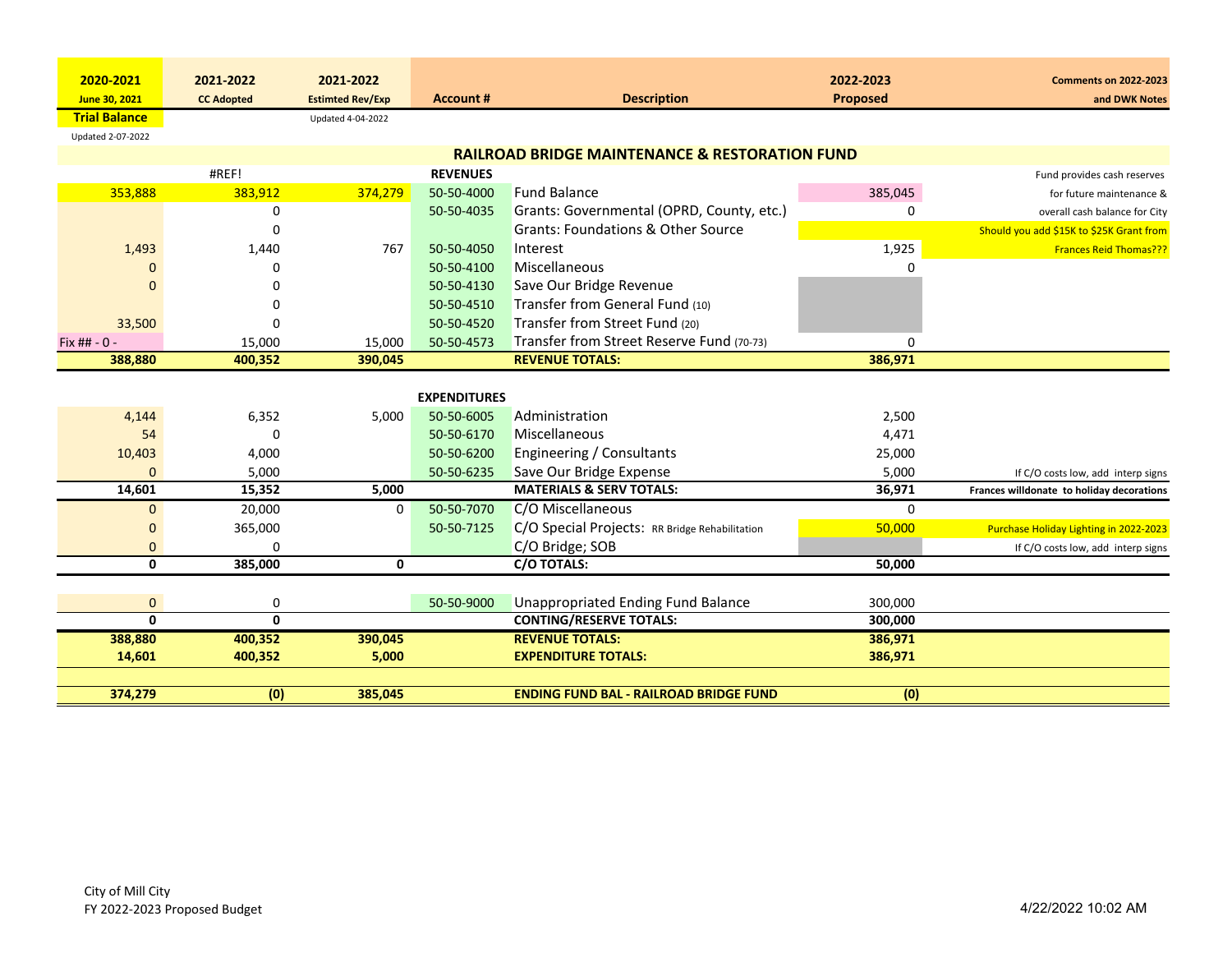| 2020-2021 June 30, 2021 | 2021-2022 CC Adopted | 2021-2022 Estimted Rev/Exp | Account # | Description | 2022-2023 Proposed | Comments on 2022-2023 and DWK Notes |
|---|---|---|---|---|---|---|
| **Trial Balance** | | Updated 4-04-2022 | | | | |
| Updated 2-07-2022 | | | | | | |
| | | | | **RAILROAD BRIDGE MAINTENANCE & RESTORATION FUND** | | |
| | #REF! | | **REVENUES** | | | Fund provides cash reserves |
| 353,888 | 383,912 | 374,279 | 50-50-4000 | Fund Balance | 385,045 | for future maintenance & |
| | 0 | | 50-50-4035 | Grants: Governmental (OPRD, County, etc.) | 0 | overall cash balance for City |
| | 0 | | | Grants: Foundations & Other Source | | Should you add $15K to $25K Grant from |
| 1,493 | 1,440 | 767 | 50-50-4050 | Interest | 1,925 | Frances Reid Thomas??? |
| 0 | 0 | | 50-50-4100 | Miscellaneous | 0 | |
| 0 | 0 | | 50-50-4130 | Save Our Bridge Revenue | | |
| | 0 | | 50-50-4510 | Transfer from General Fund (10) | | |
| 33,500 | 0 | | 50-50-4520 | Transfer from Street Fund (20) | | |
| Fix ## - 0 - | 15,000 | 15,000 | 50-50-4573 | Transfer from Street Reserve Fund (70-73) | 0 | |
| **388,880** | **400,352** | **390,045** | | **REVENUE TOTALS:** | **386,971** | |
| | | | **EXPENDITURES** | | | |
| 4,144 | 6,352 | 5,000 | 50-50-6005 | Administration | 2,500 | |
| 54 | 0 | | 50-50-6170 | Miscellaneous | 4,471 | |
| 10,403 | 4,000 | | 50-50-6200 | Engineering / Consultants | 25,000 | |
| 0 | 5,000 | | 50-50-6235 | Save Our Bridge Expense | 5,000 | If C/O costs low, add interp signs |
| **14,601** | **15,352** | **5,000** | | **MATERIALS & SERV TOTALS:** | **36,971** | **Frances willdonate to holiday decorations** |
| 0 | 20,000 | 0 | 50-50-7070 | C/O Miscellaneous | 0 | |
| 0 | 365,000 | | 50-50-7125 | C/O Special Projects: RR Bridge Rehabilitation | 50,000 | Purchase Holiday Lighting in 2022-2023 |
| 0 | 0 | | | C/O Bridge; SOB | | If C/O costs low, add interp signs |
| **0** | **385,000** | **0** | | **C/O TOTALS:** | **50,000** | |
| 0 | 0 | | 50-50-9000 | Unappropriated Ending Fund Balance | 300,000 | |
| **0** | **0** | | | **CONTING/RESERVE TOTALS:** | **300,000** | |
| **388,880** | **400,352** | **390,045** | | **REVENUE TOTALS:** | **386,971** | |
| **14,601** | **400,352** | **5,000** | | **EXPENDITURE TOTALS:** | **386,971** | |
| **374,279** | **(0)** | **385,045** | | **ENDING FUND BAL - RAILROAD BRIDGE FUND** | **(0)** | |

City of Mill City
FY 2022-2023 Proposed Budget

4/22/2022 10:02 AM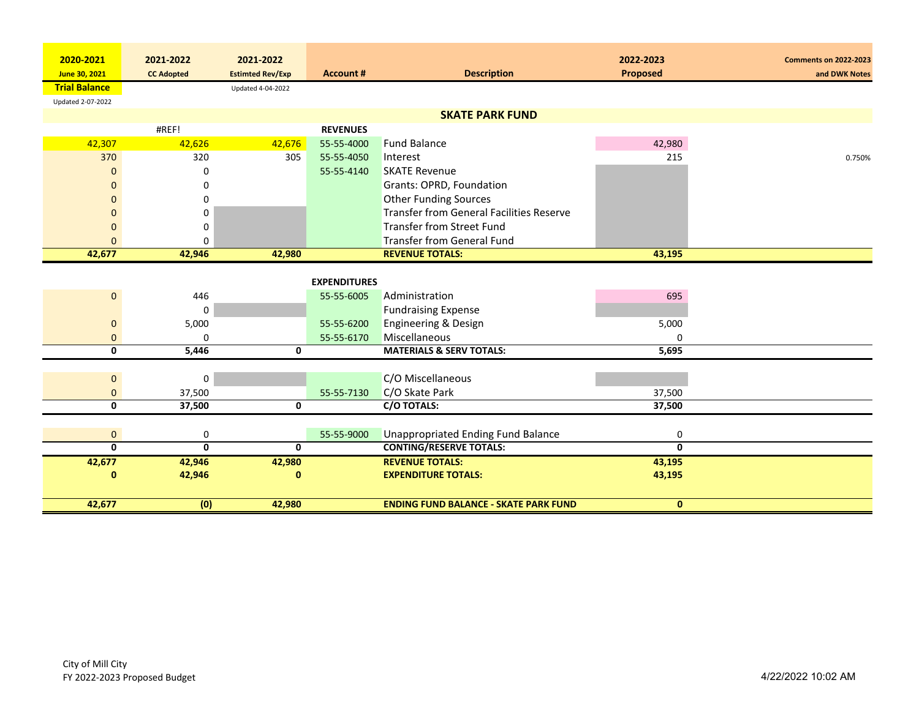| 2020-2021 June 30, 2021 Trial Balance | 2021-2022 CC Adopted | 2021-2022 Estimted Rev/Exp | Account # | Description | 2022-2023 Proposed | Comments on 2022-2023 and DWK Notes |
|---|---|---|---|---|---|---|
| Updated 2-07-2022 | | Updated 4-04-2022 | | | | |
| | | | | **SKATE PARK FUND** | | |
| | #REF! | | **REVENUES** | | | |
| 42,307 | 42,626 | 42,676 | 55-55-4000 | Fund Balance | 42,980 | |
| 370 | 320 | 305 | 55-55-4050 | Interest | 215 | 0.750% |
| 0 | 0 | | 55-55-4140 | SKATE Revenue | | |
| 0 | 0 | | | Grants: OPRD, Foundation | | |
| 0 | 0 | | | Other Funding Sources | | |
| 0 | 0 | | | Transfer from General Facilities Reserve | | |
| 0 | 0 | | | Transfer from Street Fund | | |
| 0 | 0 | | | Transfer from General Fund | | |
| **42,677** | **42,946** | **42,980** | | **REVENUE TOTALS:** | **43,195** | |
| | | | **EXPENDITURES** | | | |
| 0 | 446 | | 55-55-6005 | Administration | 695 | |
| | 0 | | | Fundraising Expense | | |
| 0 | 5,000 | | 55-55-6200 | Engineering & Design | 5,000 | |
| 0 | 0 | | 55-55-6170 | Miscellaneous | 0 | |
| **0** | **5,446** | **0** | | **MATERIALS & SERV TOTALS:** | **5,695** | |
| 0 | 0 | | | C/O Miscellaneous | | |
| 0 | 37,500 | | 55-55-7130 | C/O Skate Park | 37,500 | |
| **0** | **37,500** | **0** | | **C/O TOTALS:** | **37,500** | |
| 0 | 0 | | 55-55-9000 | Unappropriated Ending Fund Balance | 0 | |
| **0** | **0** | **0** | | **CONTING/RESERVE TOTALS:** | **0** | |
| **42,677** | **42,946** | **42,980** | | **REVENUE TOTALS:** | **43,195** | |
| **0** | **42,946** | **0** | | **EXPENDITURE TOTALS:** | **43,195** | |
| **42,677** | **(0)** | **42,980** | | **ENDING FUND BALANCE - SKATE PARK FUND** | **0** | |

City of Mill City
FY 2022-2023 Proposed Budget

4/22/2022 10:02 AM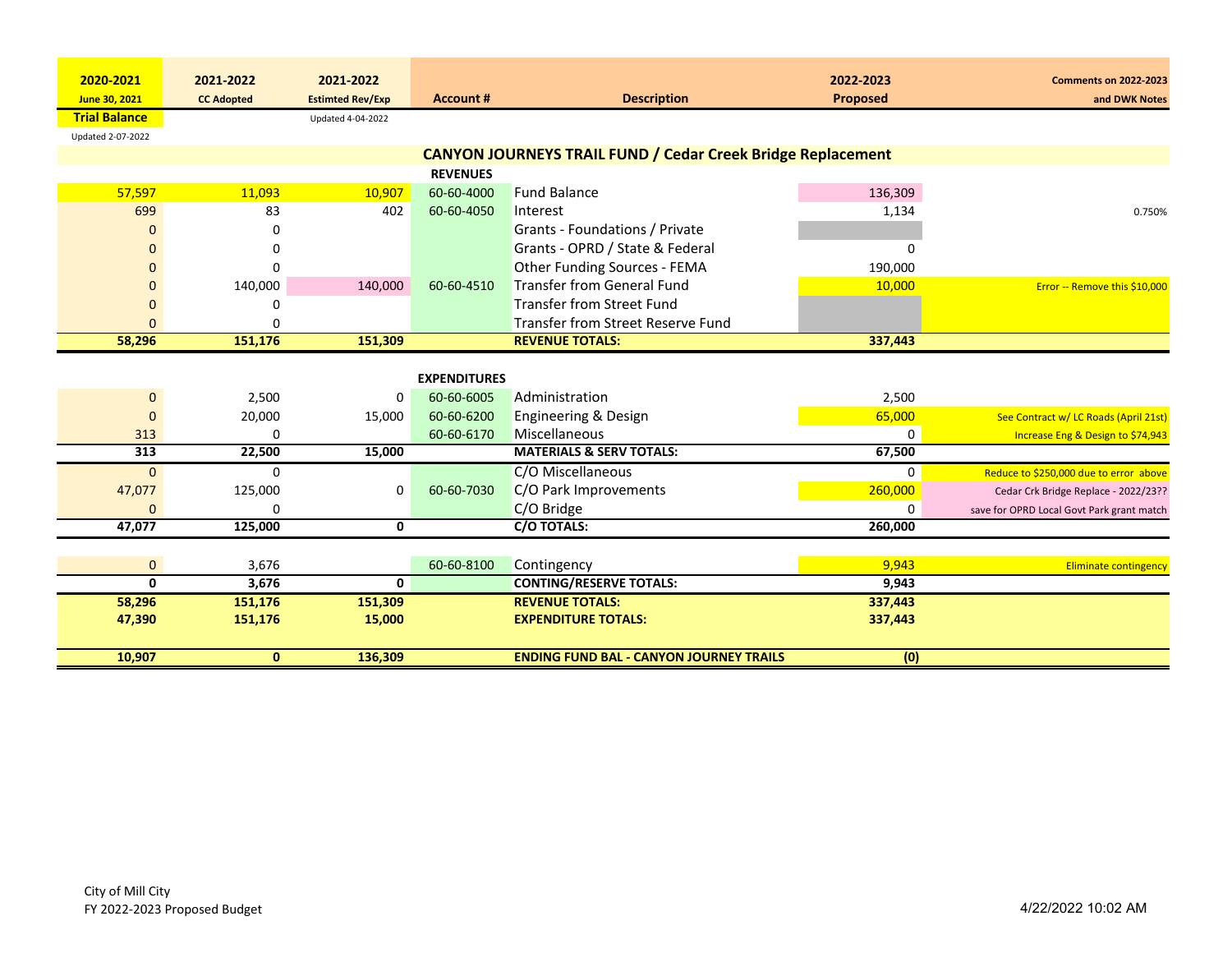| 2020-2021 June 30, 2021 | 2021-2022 CC Adopted | 2021-2022 Estimted Rev/Exp | Account # | Description | 2022-2023 Proposed | Comments on 2022-2023 and DWK Notes |
|---|---|---|---|---|---|---|
| Trial Balance | | Updated 4-04-2022 | | | | |
| Updated 2-07-2022 | | | | | | |
| | | | | **CANYON JOURNEYS TRAIL FUND / Cedar Creek Bridge Replacement** | | |
| | | | **REVENUES** | | | |
| 57,597 | 11,093 | 10,907 | 60-60-4000 | Fund Balance | 136,309 | |
| 699 | 83 | 402 | 60-60-4050 | Interest | 1,134 | 0.750% |
| 0 | 0 | | | Grants - Foundations / Private | | |
| 0 | 0 | | | Grants - OPRD / State & Federal | 0 | |
| 0 | 0 | | | Other Funding Sources - FEMA | 190,000 | |
| 0 | 140,000 | 140,000 | 60-60-4510 | Transfer from General Fund | 10,000 | Error -- Remove this $10,000 |
| 0 | 0 | | | Transfer from Street Fund | | |
| 0 | 0 | | | Transfer from Street Reserve Fund | | |
| **58,296** | **151,176** | **151,309** | | **REVENUE TOTALS:** | **337,443** | |
| | | | **EXPENDITURES** | | | |
| 0 | 2,500 | 0 | 60-60-6005 | Administration | 2,500 | |
| 0 | 20,000 | 15,000 | 60-60-6200 | Engineering & Design | 65,000 | See Contract w/ LC Roads (April 21st) |
| 313 | 0 | | 60-60-6170 | Miscellaneous | 0 | Increase Eng & Design to $74,943 |
| **313** | **22,500** | **15,000** | | **MATERIALS & SERV TOTALS:** | **67,500** | |
| 0 | 0 | | | C/O Miscellaneous | 0 | Reduce to $250,000 due to error above |
| 47,077 | 125,000 | 0 | 60-60-7030 | C/O Park Improvements | 260,000 | Cedar Crk Bridge Replace - 2022/23?? |
| 0 | 0 | | | C/O Bridge | 0 | save for OPRD Local Govt Park grant match |
| **47,077** | **125,000** | **0** | | **C/O TOTALS:** | **260,000** | |
| 0 | 3,676 | | 60-60-8100 | Contingency | 9,943 | Eliminate contingency |
| **0** | **3,676** | **0** | | **CONTING/RESERVE TOTALS:** | **9,943** | |
| **58,296** | **151,176** | **151,309** | | **REVENUE TOTALS:** | **337,443** | |
| **47,390** | **151,176** | **15,000** | | **EXPENDITURE TOTALS:** | **337,443** | |
| **10,907** | **0** | **136,309** | | **ENDING FUND BAL - CANYON JOURNEY TRAILS** | **(0)** | |

City of Mill City
FY 2022-2023 Proposed Budget

4/22/2022 10:02 AM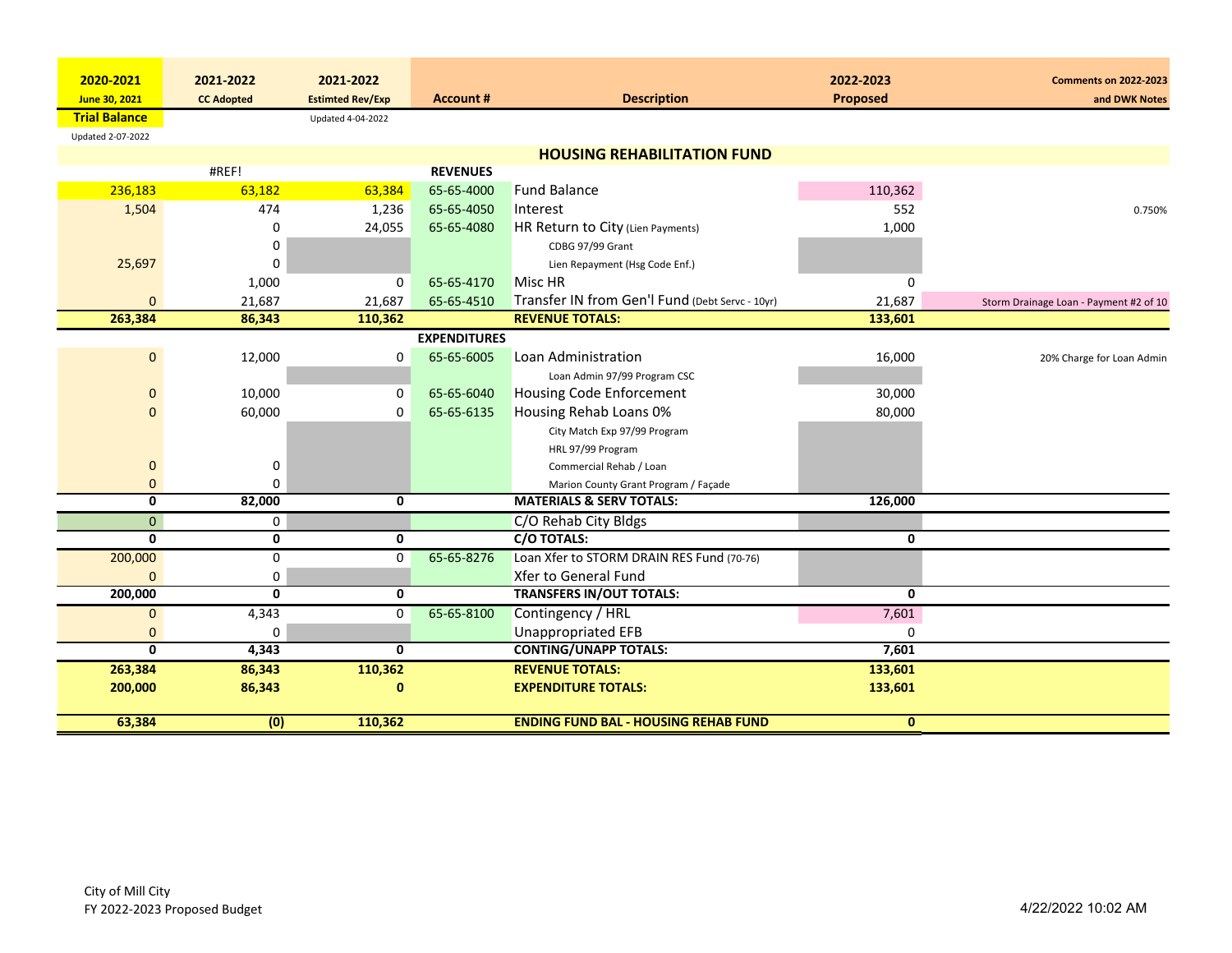| 2020-2021 June 30, 2021 Trial Balance | 2021-2022 CC Adopted | 2021-2022 Estimted Rev/Exp | Account # | Description | 2022-2023 Proposed | Comments on 2022-2023 and DWK Notes |
|---|---|---|---|---|---|---|
| Updated 2-07-2022 | | Updated 4-04-2022 | | | | |
| | | | | **HOUSING REHABILITATION FUND** | | |
| | #REF! | | **REVENUES** | | | |
| 236,183 | 63,182 | 63,384 | 65-65-4000 | Fund Balance | 110,362 | |
| 1,504 | 474 | 1,236 | 65-65-4050 | Interest | 552 | 0.750% |
| | 0 | 24,055 | 65-65-4080 | HR Return to City (Lien Payments) | 1,000 | |
| | 0 | | | CDBG 97/99 Grant | | |
| 25,697 | 0 | | | Lien Repayment (Hsg Code Enf.) | | |
| | 1,000 | 0 | 65-65-4170 | Misc HR | 0 | |
| 0 | 21,687 | 21,687 | 65-65-4510 | Transfer IN from Gen'l Fund (Debt Servc - 10yr) | 21,687 | Storm Drainage Loan - Payment #2 of 10 |
| **263,384** | **86,343** | **110,362** | | **REVENUE TOTALS:** | **133,601** | |
| | | | **EXPENDITURES** | | | |
| 0 | 12,000 | 0 | 65-65-6005 | Loan Administration | 16,000 | 20% Charge for Loan Admin |
| | | | | Loan Admin 97/99 Program CSC | | |
| 0 | 10,000 | 0 | 65-65-6040 | Housing Code Enforcement | 30,000 | |
| 0 | 60,000 | 0 | 65-65-6135 | Housing Rehab Loans 0% | 80,000 | |
| | | | | City Match Exp 97/99 Program | | |
| | | | | HRL 97/99 Program | | |
| 0 | 0 | | | Commercial Rehab / Loan | | |
| 0 | 0 | | | Marion County Grant Program / Façade | | |
| **0** | **82,000** | **0** | | **MATERIALS & SERV TOTALS:** | **126,000** | |
| 0 | 0 | | | C/O Rehab City Bldgs | | |
| **0** | **0** | **0** | | **C/O TOTALS:** | **0** | |
| 200,000 | 0 | 0 | 65-65-8276 | Loan Xfer to STORM DRAIN RES Fund (70-76) | | |
| 0 | 0 | | | Xfer to General Fund | | |
| **200,000** | **0** | **0** | | **TRANSFERS IN/OUT TOTALS:** | **0** | |
| 0 | 4,343 | 0 | 65-65-8100 | Contingency / HRL | 7,601 | |
| 0 | 0 | | | Unappropriated EFB | 0 | |
| **0** | **4,343** | **0** | | **CONTING/UNAPP TOTALS:** | **7,601** | |
| **263,384** | **86,343** | **110,362** | | **REVENUE TOTALS:** | **133,601** | |
| **200,000** | **86,343** | **0** | | **EXPENDITURE TOTALS:** | **133,601** | |
| **63,384** | **(0)** | **110,362** | | **ENDING FUND BAL - HOUSING REHAB FUND** | **0** | |

City of Mill City
FY 2022-2023 Proposed Budget

4/22/2022 10:02 AM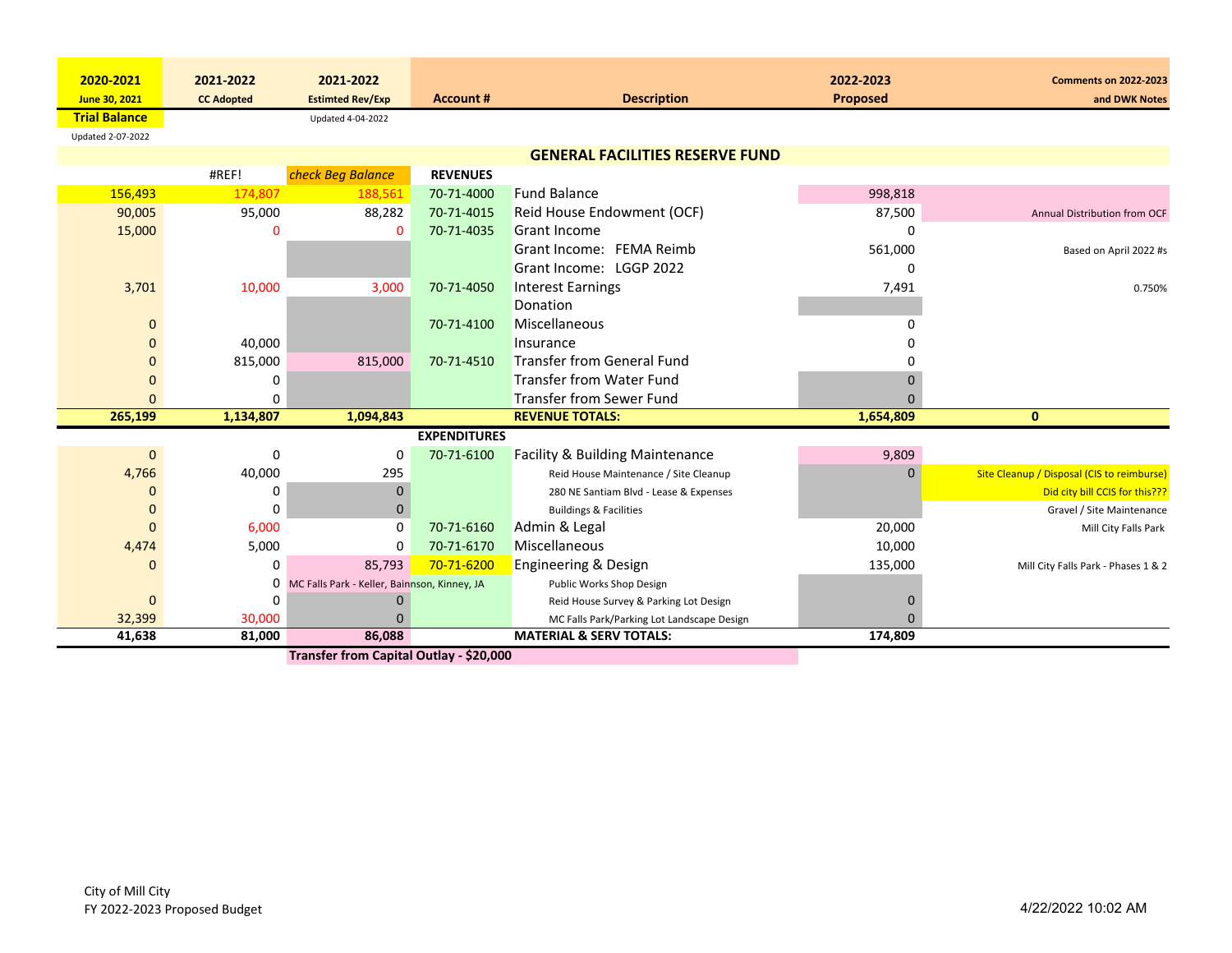| 2020-2021 June 30, 2021 Trial Balance | 2021-2022 CC Adopted | 2021-2022 Estimted Rev/Exp | Account # | Description | 2022-2023 Proposed | Comments on 2022-2023 and DWK Notes |
|---|---|---|---|---|---|---|
| Updated 2-07-2022 | | Updated 4-04-2022 | | | | |
| | | | | **GENERAL FACILITIES RESERVE FUND** | | |
| | #REF! | *check Beg Balance* | **REVENUES** | | | |
| 156,493 | 174,807 | 188,561 | 70-71-4000 | Fund Balance | 998,818 | |
| 90,005 | 95,000 | 88,282 | 70-71-4015 | Reid House Endowment (OCF) | 87,500 | Annual Distribution from OCF |
| 15,000 | 0 | 0 | 70-71-4035 | Grant Income | 0 | |
| | | | | Grant Income: FEMA Reimb | 561,000 | Based on April 2022 #s |
| | | | | Grant Income: LGGP 2022 | 0 | |
| 3,701 | 10,000 | 3,000 | 70-71-4050 | Interest Earnings | 7,491 | 0.750% |
| | | | | Donation | | |
| 0 | | | 70-71-4100 | Miscellaneous | 0 | |
| 0 | 40,000 | | | Insurance | 0 | |
| 0 | 815,000 | 815,000 | 70-71-4510 | Transfer from General Fund | 0 | |
| 0 | 0 | | | Transfer from Water Fund | 0 | |
| 0 | 0 | | | Transfer from Sewer Fund | 0 | |
| **265,199** | **1,134,807** | **1,094,843** | | **REVENUE TOTALS:** | **1,654,809** | **0** |
| | | | **EXPENDITURES** | | | |
| 0 | 0 | 0 | 70-71-6100 | Facility & Building Maintenance | 9,809 | |
| 4,766 | 40,000 | 295 | | Reid House Maintenance / Site Cleanup | 0 | Site Cleanup / Disposal (CIS to reimburse) |
| 0 | 0 | 0 | | 280 NE Santiam Blvd - Lease & Expenses | | Did city bill CCIS for this??? |
| 0 | 0 | 0 | | Buildings & Facilities | | Gravel / Site Maintenance |
| 0 | 6,000 | 0 | 70-71-6160 | Admin & Legal | 20,000 | Mill City Falls Park |
| 4,474 | 5,000 | 0 | 70-71-6170 | Miscellaneous | 10,000 | |
| 0 | 0 | 85,793 | 70-71-6200 | Engineering & Design | 135,000 | Mill City Falls Park - Phases 1 & 2 |
| | 0 | MC Falls Park - Keller, Bainnson, Kinney, JA | | Public Works Shop Design | | |
| 0 | 0 | 0 | | Reid House Survey & Parking Lot Design | 0 | |
| 32,399 | 30,000 | 0 | | MC Falls Park/Parking Lot Landscape Design | 0 | |
| **41,638** | **81,000** | **86,088** | | **MATERIAL & SERV TOTALS:** | **174,809** | |
| | | **Transfer from Capital Outlay - $20,000** | | | | |

City of Mill City
FY 2022-2023 Proposed Budget

4/22/2022 10:02 AM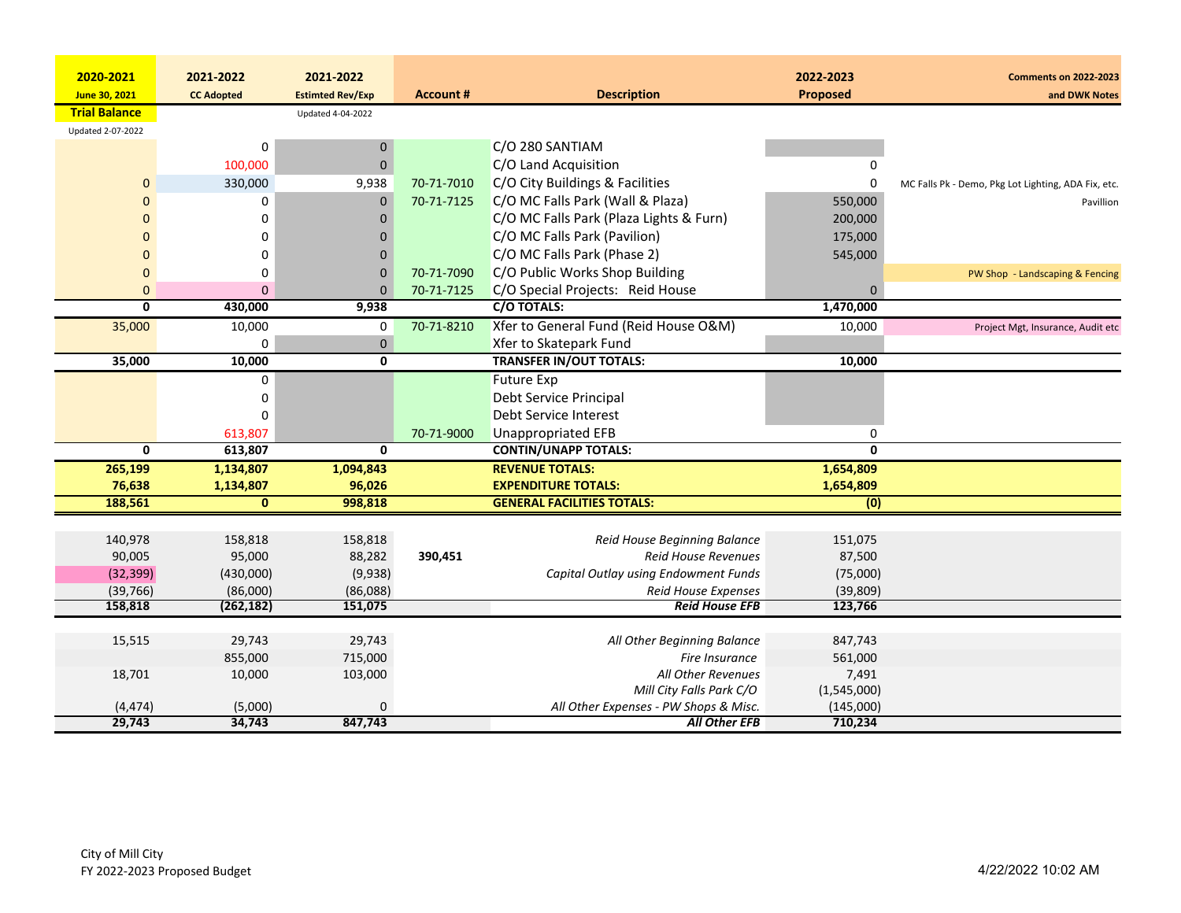| 2020-2021 June 30, 2021 Trial Balance | 2021-2022 CC Adopted | 2021-2022 Estimted Rev/Exp | Account # | Description | 2022-2023 Proposed | Comments on 2022-2023 and DWK Notes |
|---|---|---|---|---|---|---|
| Updated 2-07-2022 | | Updated 4-04-2022 | | | | |
| | 0 | 0 | | C/O 280 SANTIAM | | |
| | 100,000 | 0 | | C/O Land Acquisition | 0 | |
| 0 | 330,000 | 9,938 | 70-71-7010 | C/O City Buildings & Facilities | 0 | MC Falls Pk - Demo, Pkg Lot Lighting, ADA Fix, etc. |
| 0 | 0 | 0 | 70-71-7125 | C/O MC Falls Park (Wall & Plaza) | 550,000 | Pavillion |
| 0 | 0 | 0 | | C/O MC Falls Park (Plaza Lights & Furn) | 200,000 | |
| 0 | 0 | 0 | | C/O MC Falls Park (Pavilion) | 175,000 | |
| 0 | 0 | 0 | | C/O MC Falls Park (Phase 2) | 545,000 | |
| 0 | 0 | 0 | 70-71-7090 | C/O Public Works Shop Building | | PW Shop - Landscaping & Fencing |
| 0 | 0 | 0 | 70-71-7125 | C/O Special Projects: Reid House | 0 | |
| **0** | **430,000** | **9,938** | | **C/O TOTALS:** | **1,470,000** | |
| 35,000 | 10,000 | 0 | 70-71-8210 | Xfer to General Fund (Reid House O&M) | 10,000 | Project Mgt, Insurance, Audit etc |
| | 0 | 0 | | Xfer to Skatepark Fund | | |
| **35,000** | **10,000** | **0** | | **TRANSFER IN/OUT TOTALS:** | **10,000** | |
| | 0 | | | Future Exp | | |
| | 0 | | | Debt Service Principal | | |
| | 0 | | | Debt Service Interest | | |
| | 613,807 | | 70-71-9000 | Unappropriated EFB | 0 | |
| **0** | **613,807** | **0** | | **CONTIN/UNAPP TOTALS:** | **0** | |
| **265,199** | **1,134,807** | **1,094,843** | | **REVENUE TOTALS:** | **1,654,809** | |
| **76,638** | **1,134,807** | **96,026** | | **EXPENDITURE TOTALS:** | **1,654,809** | |
| **188,561** | **0** | **998,818** | | **GENERAL FACILITIES TOTALS:** | **(0)** | |
| 140,978 | 158,818 | 158,818 | | *Reid House Beginning Balance* | 151,075 | |
| 90,005 | 95,000 | 88,282 | **390,451** | *Reid House Revenues* | 87,500 | |
| (32,399) | (430,000) | (9,938) | | *Capital Outlay using Endowment Funds* | (75,000) | |
| (39,766) | (86,000) | (86,088) | | *Reid House Expenses* | (39,809) | |
| **158,818** | **(262,182)** | **151,075** | | ***Reid House EFB*** | **123,766** | |
| 15,515 | 29,743 | 29,743 | | *All Other Beginning Balance* | 847,743 | |
| | 855,000 | 715,000 | | *Fire Insurance* | 561,000 | |
| 18,701 | 10,000 | 103,000 | | *All Other Revenues* | 7,491 | |
| | | | | *Mill City Falls Park C/O* | (1,545,000) | |
| (4,474) | (5,000) | 0 | | *All Other Expenses - PW Shops & Misc.* | (145,000) | |
| **29,743** | **34,743** | **847,743** | | ***All Other EFB*** | **710,234** | |

City of Mill City
FY 2022-2023 Proposed Budget

4/22/2022 10:02 AM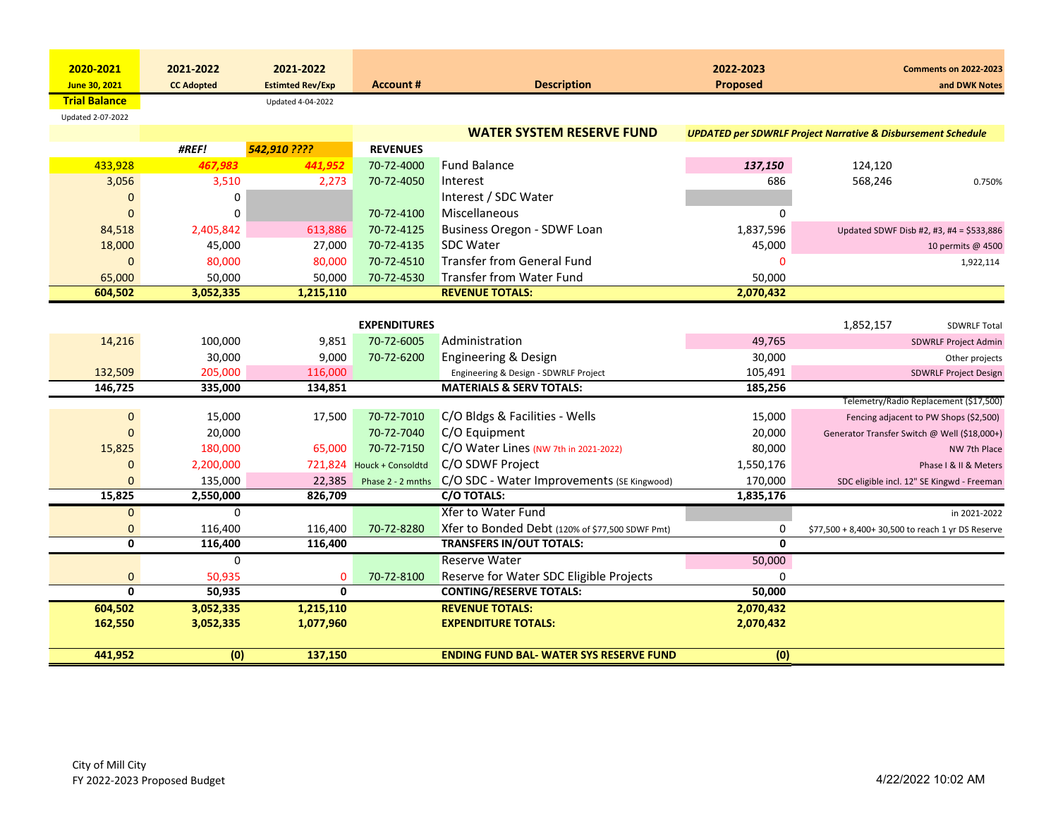| 2020-2021 June 30, 2021 Trial Balance | 2021-2022 CC Adopted | 2021-2022 Estimted Rev/Exp | Account # | Description | 2022-2023 Proposed | Comments on 2022-2023 and DWK Notes | |
|---|---|---|---|---|---|---|---|
| Updated 2-07-2022 | | Updated 4-04-2022 | | | | | |
| | | | | **WATER SYSTEM RESERVE FUND** | ***UPDATED per SDWRLF Project Narrative & Disbursement Schedule*** | | |
| | *#REF!* | *542,910 ????* | **REVENUES** | | | | |
| 433,928 | *467,983* | *441,952* | 70-72-4000 | Fund Balance | *137,150* | 124,120 | |
| 3,056 | 3,510 | 2,273 | 70-72-4050 | Interest | 686 | 568,246 | 0.750% |
| 0 | 0 | | | Interest / SDC Water | | | |
| 0 | 0 | | 70-72-4100 | Miscellaneous | 0 | | |
| 84,518 | 2,405,842 | 613,886 | 70-72-4125 | Business Oregon - SDWF Loan | 1,837,596 | Updated SDWF Disb #2, #3, #4 = $533,886 | |
| 18,000 | 45,000 | 27,000 | 70-72-4135 | SDC Water | 45,000 | 10 permits @ 4500 | |
| 0 | 80,000 | 80,000 | 70-72-4510 | Transfer from General Fund | 0 | | 1,922,114 |
| 65,000 | 50,000 | 50,000 | 70-72-4530 | Transfer from Water Fund | 50,000 | | |
| **604,502** | **3,052,335** | **1,215,110** | | **REVENUE TOTALS:** | **2,070,432** | | |
| | | | **EXPENDITURES** | | | 1,852,157 | SDWRLF Total |
| 14,216 | 100,000 | 9,851 | 70-72-6005 | Administration | 49,765 | SDWRLF Project Admin | |
| | 30,000 | 9,000 | 70-72-6200 | Engineering & Design | 30,000 | Other projects | |
| 132,509 | 205,000 | 116,000 | | Engineering & Design - SDWRLF Project | 105,491 | SDWRLF Project Design | |
| **146,725** | **335,000** | **134,851** | | **MATERIALS & SERV TOTALS:** | **185,256** | | |
| | | | | | | Telemetry/Radio Replacement ($17,500) | |
| 0 | 15,000 | 17,500 | 70-72-7010 | C/O Bldgs & Facilities - Wells | 15,000 | Fencing adjacent to PW Shops ($2,500) | |
| 0 | 20,000 | | 70-72-7040 | C/O Equipment | 20,000 | Generator Transfer Switch @ Well ($18,000+) | |
| 15,825 | 180,000 | 65,000 | 70-72-7150 | C/O Water Lines (NW 7th in 2021-2022) | 80,000 | NW 7th Place | |
| 0 | 2,200,000 | 721,824 | Houck + Consoldtd | C/O SDWF Project | 1,550,176 | Phase I & II & Meters | |
| 0 | 135,000 | 22,385 | Phase 2 - 2 mnths | C/O SDC - Water Improvements (SE Kingwood) | 170,000 | SDC eligible incl. 12" SE Kingwd - Freeman | |
| **15,825** | **2,550,000** | **826,709** | | **C/O TOTALS:** | **1,835,176** | | |
| 0 | 0 | | | Xfer to Water Fund | | | in 2021-2022 |
| 0 | 116,400 | 116,400 | 70-72-8280 | Xfer to Bonded Debt (120% of $77,500 SDWF Pmt) | 0 | $77,500 + 8,400+ 30,500 to reach 1 yr DS Reserve | |
| **0** | **116,400** | **116,400** | | **TRANSFERS IN/OUT TOTALS:** | **0** | | |
| | 0 | | | Reserve Water | 50,000 | | |
| 0 | 50,935 | 0 | 70-72-8100 | Reserve for Water SDC Eligible Projects | 0 | | |
| **0** | **50,935** | **0** | | **CONTING/RESERVE TOTALS:** | **50,000** | | |
| **604,502** | **3,052,335** | **1,215,110** | | **REVENUE TOTALS:** | **2,070,432** | | |
| **162,550** | **3,052,335** | **1,077,960** | | **EXPENDITURE TOTALS:** | **2,070,432** | | |
| **441,952** | **(0)** | **137,150** | | **ENDING FUND BAL- WATER SYS RESERVE FUND** | **(0)** | | |

City of Mill City
FY 2022-2023 Proposed Budget

4/22/2022 10:02 AM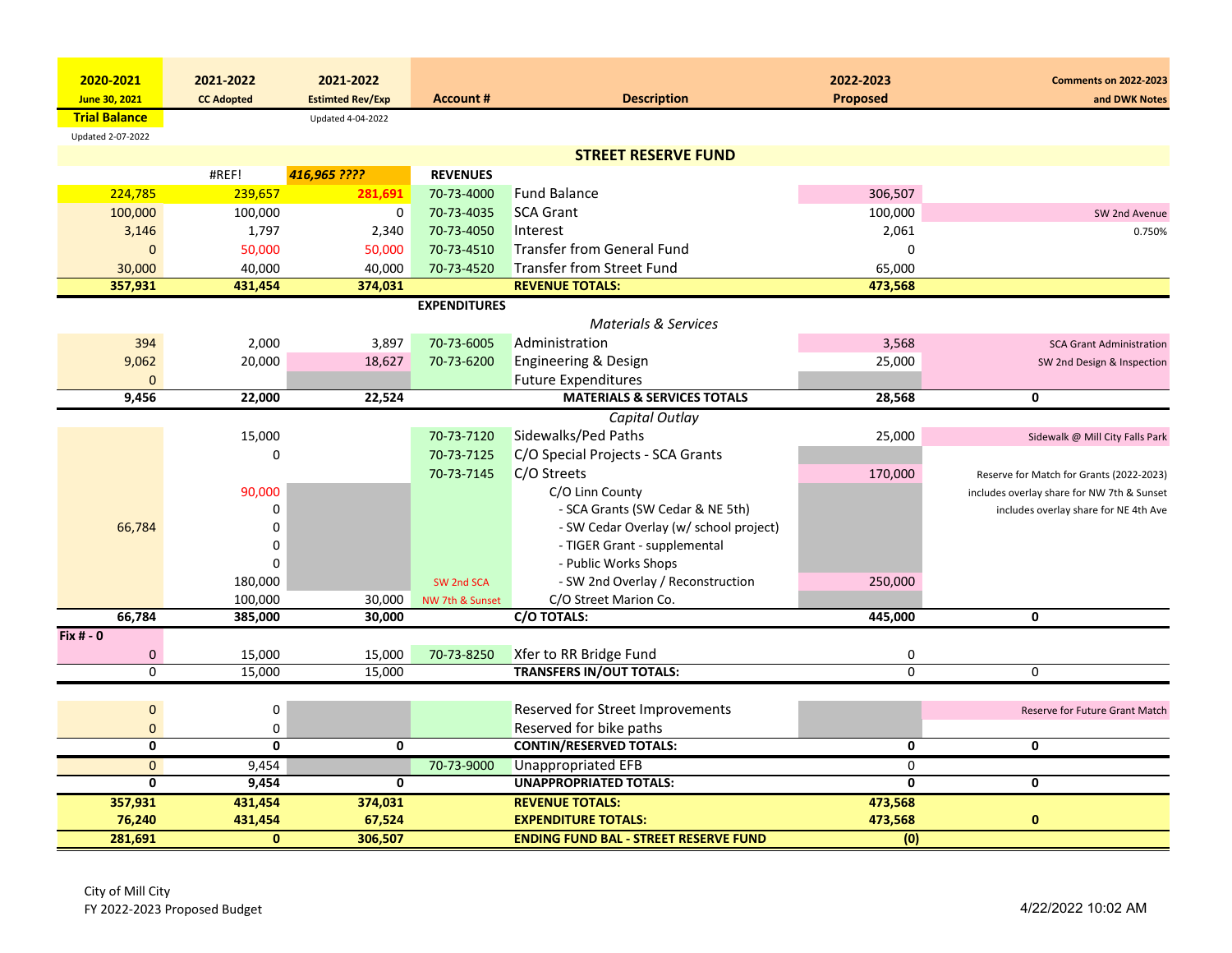| 2020-2021 June 30, 2021 Trial Balance | 2021-2022 CC Adopted | 2021-2022 Estimted Rev/Exp | Account # | Description | 2022-2023 Proposed | Comments on 2022-2023 and DWK Notes |
|---|---|---|---|---|---|---|
| Updated 2-07-2022 | | Updated 4-04-2022 | | | | |
| | | | | **STREET RESERVE FUND** | | |
| | #REF! | *416,965 ????* | **REVENUES** | | | |
| 224,785 | 239,657 | 281,691 | 70-73-4000 | Fund Balance | 306,507 | |
| 100,000 | 100,000 | 0 | 70-73-4035 | SCA Grant | 100,000 | SW 2nd Avenue |
| 3,146 | 1,797 | 2,340 | 70-73-4050 | Interest | 2,061 | 0.750% |
| 0 | 50,000 | 50,000 | 70-73-4510 | Transfer from General Fund | 0 | |
| 30,000 | 40,000 | 40,000 | 70-73-4520 | Transfer from Street Fund | 65,000 | |
| **357,931** | **431,454** | **374,031** | | **REVENUE TOTALS:** | **473,568** | |
| | | | **EXPENDITURES** | | | |
| | | | | *Materials & Services* | | |
| 394 | 2,000 | 3,897 | 70-73-6005 | Administration | 3,568 | SCA Grant Administration |
| 9,062 | 20,000 | 18,627 | 70-73-6200 | Engineering & Design | 25,000 | SW 2nd Design & Inspection |
| 0 | | | | Future Expenditures | | |
| **9,456** | **22,000** | **22,524** | | **MATERIALS & SERVICES TOTALS** | **28,568** | **0** |
| | | | | *Capital Outlay* | | |
| | 15,000 | | 70-73-7120 | Sidewalks/Ped Paths | 25,000 | Sidewalk @ Mill City Falls Park |
| | 0 | | 70-73-7125 | C/O Special Projects - SCA Grants | | |
| | | | 70-73-7145 | C/O Streets | 170,000 | Reserve for Match for Grants (2022-2023) |
| | 90,000 | | | C/O Linn County | | includes overlay share for NW 7th & Sunset |
| | 0 | | | - SCA Grants (SW Cedar & NE 5th) | | includes overlay share for NE 4th Ave |
| 66,784 | 0 | | | - SW Cedar Overlay (w/ school project) | | |
| | 0 | | | - TIGER Grant - supplemental | | |
| | 0 | | | - Public Works Shops | | |
| | 180,000 | | SW 2nd SCA | - SW 2nd Overlay / Reconstruction | 250,000 | |
| | 100,000 | 30,000 | NW 7th & Sunset | C/O Street Marion Co. | | |
| **66,784** | **385,000** | **30,000** | | **C/O TOTALS:** | **445,000** | **0** |
| **Fix # - 0** | | | | | | |
| 0 | 15,000 | 15,000 | 70-73-8250 | Xfer to RR Bridge Fund | 0 | |
| 0 | 15,000 | 15,000 | | **TRANSFERS IN/OUT TOTALS:** | 0 | 0 |
| 0 | 0 | | | Reserved for Street Improvements | | Reserve for Future Grant Match |
| 0 | 0 | | | Reserved for bike paths | | |
| **0** | **0** | **0** | | **CONTIN/RESERVED TOTALS:** | **0** | **0** |
| 0 | 9,454 | | 70-73-9000 | Unappropriated EFB | 0 | |
| **0** | **9,454** | **0** | | **UNAPPROPRIATED TOTALS:** | **0** | **0** |
| **357,931** | **431,454** | **374,031** | | **REVENUE TOTALS:** | **473,568** | |
| **76,240** | **431,454** | **67,524** | | **EXPENDITURE TOTALS:** | **473,568** | **0** |
| **281,691** | **0** | **306,507** | | **ENDING FUND BAL - STREET RESERVE FUND** | **(0)** | |

City of Mill City
FY 2022-2023 Proposed Budget

4/22/2022 10:02 AM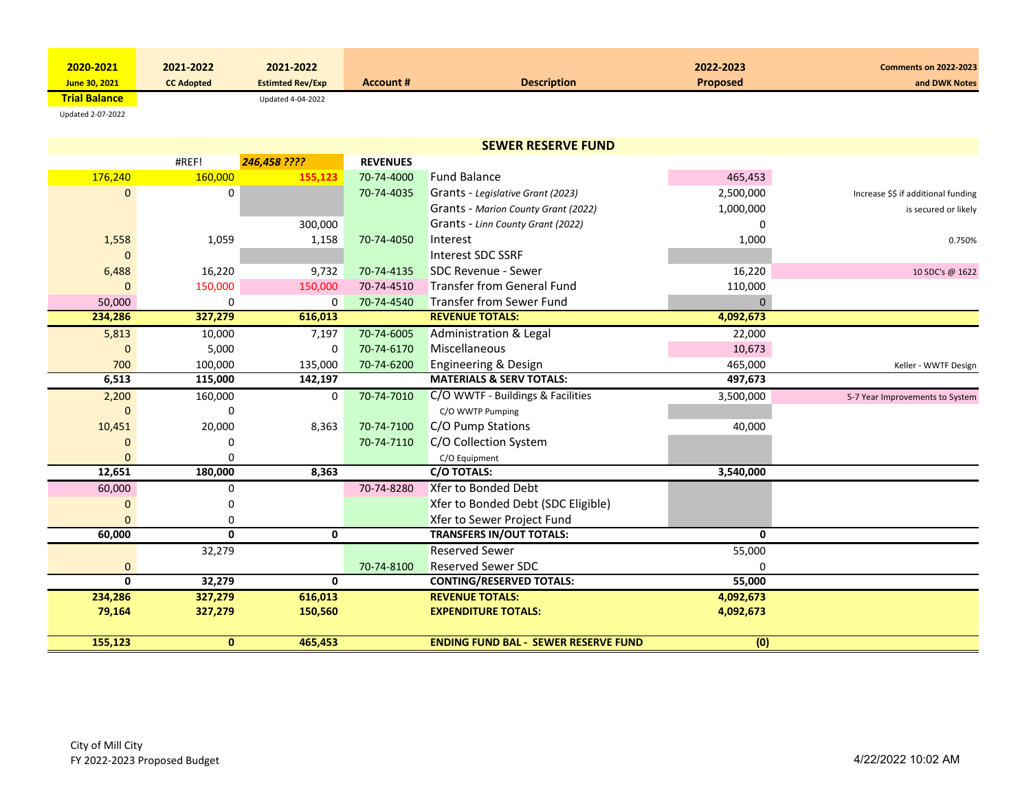| 2020-2021 June 30, 2021 Trial Balance | 2021-2022 CC Adopted | 2021-2022 Estimted Rev/Exp | Account # | Description | 2022-2023 Proposed | Comments on 2022-2023 and DWK Notes |
|---|---|---|---|---|---|---|
| Updated 2-07-2022 | | Updated 4-04-2022 | | | | |
| | | | | **SEWER RESERVE FUND** | | |
| | #REF! | *246,458 ????* | **REVENUES** | | | |
| 176,240 | 160,000 | 155,123 | 70-74-4000 | Fund Balance | 465,453 | |
| 0 | 0 | | 70-74-4035 | Grants - *Legislative Grant (2023)* | 2,500,000 | Increase $$ if additional funding |
| | | | | Grants - *Marion County Grant (2022)* | 1,000,000 | is secured or likely |
| | | 300,000 | | Grants - *Linn County Grant (2022)* | 0 | |
| 1,558 | 1,059 | 1,158 | 70-74-4050 | Interest | 1,000 | 0.750% |
| 0 | | | | Interest SDC SSRF | | |
| 6,488 | 16,220 | 9,732 | 70-74-4135 | SDC Revenue - Sewer | 16,220 | 10 SDC's @ 1622 |
| 0 | 150,000 | 150,000 | 70-74-4510 | Transfer from General Fund | 110,000 | |
| 50,000 | 0 | 0 | 70-74-4540 | Transfer from Sewer Fund | 0 | |
| **234,286** | **327,279** | **616,013** | | **REVENUE TOTALS:** | **4,092,673** | |
| 5,813 | 10,000 | 7,197 | 70-74-6005 | Administration & Legal | 22,000 | |
| 0 | 5,000 | 0 | 70-74-6170 | Miscellaneous | 10,673 | |
| 700 | 100,000 | 135,000 | 70-74-6200 | Engineering & Design | 465,000 | Keller - WWTF Design |
| **6,513** | **115,000** | **142,197** | | **MATERIALS & SERV TOTALS:** | **497,673** | |
| 2,200 | 160,000 | 0 | 70-74-7010 | C/O WWTF - Buildings & Facilities | 3,500,000 | 5-7 Year Improvements to System |
| 0 | 0 | | | C/O WWTP Pumping | | |
| 10,451 | 20,000 | 8,363 | 70-74-7100 | C/O Pump Stations | 40,000 | |
| 0 | 0 | | 70-74-7110 | C/O Collection System | | |
| 0 | 0 | | | C/O Equipment | | |
| **12,651** | **180,000** | **8,363** | | **C/O TOTALS:** | **3,540,000** | |
| 60,000 | 0 | | 70-74-8280 | Xfer to Bonded Debt | | |
| 0 | 0 | | | Xfer to Bonded Debt (SDC Eligible) | | |
| 0 | 0 | | | Xfer to Sewer Project Fund | | |
| **60,000** | **0** | **0** | | **TRANSFERS IN/OUT TOTALS:** | **0** | |
| | 32,279 | | | Reserved Sewer | 55,000 | |
| 0 | | | 70-74-8100 | Reserved Sewer SDC | 0 | |
| **0** | **32,279** | **0** | | **CONTING/RESERVED TOTALS:** | **55,000** | |
| **234,286** | **327,279** | **616,013** | | **REVENUE TOTALS:** | **4,092,673** | |
| **79,164** | **327,279** | **150,560** | | **EXPENDITURE TOTALS:** | **4,092,673** | |
| **155,123** | **0** | **465,453** | | **ENDING FUND BAL - SEWER RESERVE FUND** | **(0)** | |

City of Mill City
FY 2022-2023 Proposed Budget

4/22/2022 10:02 AM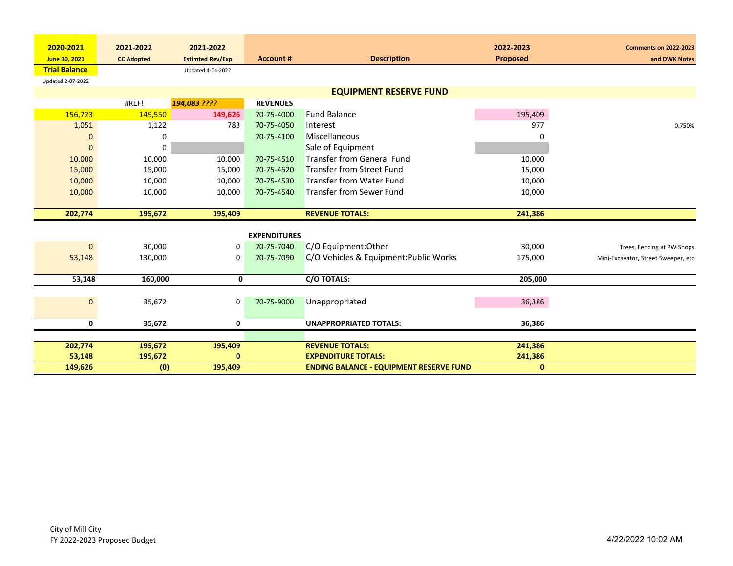| 2020-2021 June 30, 2021 Trial Balance | 2021-2022 CC Adopted | 2021-2022 Estimted Rev/Exp | Account # | Description | 2022-2023 Proposed | Comments on 2022-2023 and DWK Notes |
|---|---|---|---|---|---|---|
| Updated 2-07-2022 | | Updated 4-04-2022 | | | | |
| | | | | **EQUIPMENT RESERVE FUND** | | |
| | #REF! | *194,083 ????* | **REVENUES** | | | |
| 156,723 | 149,550 | 149,626 | 70-75-4000 | Fund Balance | 195,409 | |
| 1,051 | 1,122 | 783 | 70-75-4050 | Interest | 977 | 0.750% |
| 0 | 0 | | 70-75-4100 | Miscellaneous | 0 | |
| 0 | 0 | | | Sale of Equipment | | |
| 10,000 | 10,000 | 10,000 | 70-75-4510 | Transfer from General Fund | 10,000 | |
| 15,000 | 15,000 | 15,000 | 70-75-4520 | Transfer from Street Fund | 15,000 | |
| 10,000 | 10,000 | 10,000 | 70-75-4530 | Transfer from Water Fund | 10,000 | |
| 10,000 | 10,000 | 10,000 | 70-75-4540 | Transfer from Sewer Fund | 10,000 | |
| **202,774** | **195,672** | **195,409** | | **REVENUE TOTALS:** | **241,386** | |
| | | | **EXPENDITURES** | | | |
| 0 | 30,000 | 0 | 70-75-7040 | C/O Equipment:Other | 30,000 | Trees, Fencing at PW Shops |
| 53,148 | 130,000 | 0 | 70-75-7090 | C/O Vehicles & Equipment:Public Works | 175,000 | Mini-Excavator, Street Sweeper, etc |
| **53,148** | **160,000** | **0** | | **C/O TOTALS:** | **205,000** | |
| 0 | 35,672 | 0 | 70-75-9000 | Unappropriated | 36,386 | |
| **0** | **35,672** | **0** | | **UNAPPROPRIATED TOTALS:** | **36,386** | |
| **202,774** | **195,672** | **195,409** | | **REVENUE TOTALS:** | **241,386** | |
| **53,148** | **195,672** | **0** | | **EXPENDITURE TOTALS:** | **241,386** | |
| **149,626** | **(0)** | **195,409** | | **ENDING BALANCE - EQUIPMENT RESERVE FUND** | **0** | |

City of Mill City
FY 2022-2023 Proposed Budget

4/22/2022 10:02 AM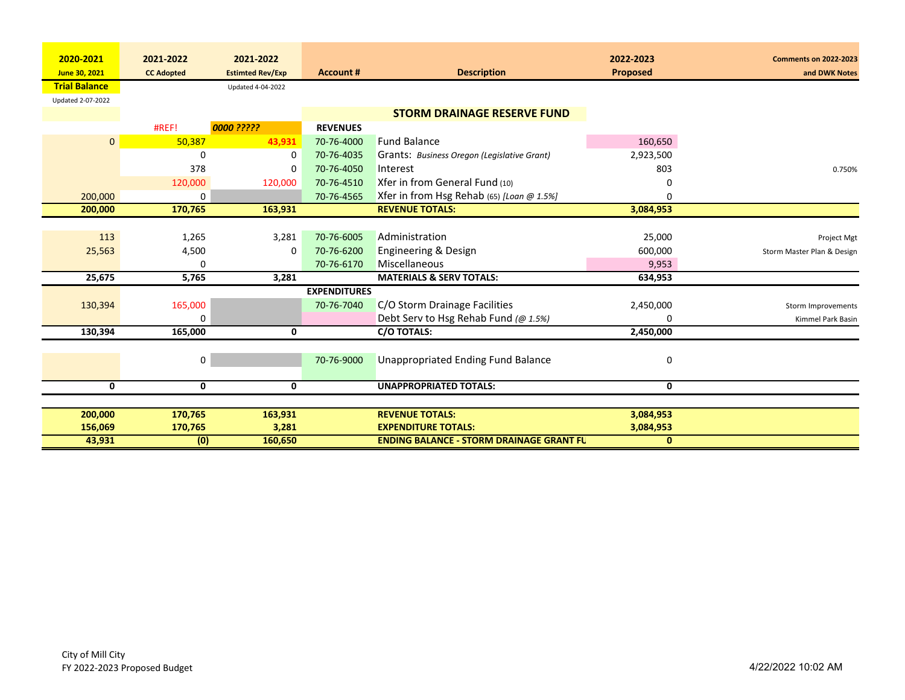| 2020-2021 June 30, 2021 Trial Balance Updated 2-07-2022 | 2021-2022 CC Adopted | 2021-2022 Estimted Rev/Exp Updated 4-04-2022 | Account # | Description | 2022-2023 Proposed | Comments on 2022-2023 and DWK Notes |
|---|---|---|---|---|---|---|
| | | | | **STORM DRAINAGE RESERVE FUND** | | |
| | #REF! | *0000 ?????* | **REVENUES** | | | |
| 0 | 50,387 | **43,931** | 70-76-4000 | Fund Balance | 160,650 | |
| | 0 | 0 | 70-76-4035 | Grants: *Business Oregon (Legislative Grant)* | 2,923,500 | |
| | 378 | 0 | 70-76-4050 | Interest | 803 | 0.750% |
| | 120,000 | 120,000 | 70-76-4510 | Xfer in from General Fund (10) | 0 | |
| 200,000 | 0 | | 70-76-4565 | Xfer in from Hsg Rehab (65) *[Loan @ 1.5%]* | 0 | |
| **200,000** | **170,765** | **163,931** | | **REVENUE TOTALS:** | **3,084,953** | |
| 113 | 1,265 | 3,281 | 70-76-6005 | Administration | 25,000 | Project Mgt |
| 25,563 | 4,500 | 0 | 70-76-6200 | Engineering & Design | 600,000 | Storm Master Plan & Design |
| | 0 | | 70-76-6170 | Miscellaneous | 9,953 | |
| **25,675** | **5,765** | **3,281** | | **MATERIALS & SERV TOTALS:** | **634,953** | |
| | | | **EXPENDITURES** | | | |
| 130,394 | 165,000 | | 70-76-7040 | C/O Storm Drainage Facilities | 2,450,000 | Storm Improvements |
| | 0 | | | Debt Serv to Hsg Rehab Fund *(@ 1.5%)* | 0 | Kimmel Park Basin |
| **130,394** | **165,000** | **0** | | **C/O TOTALS:** | **2,450,000** | |
| | 0 | | 70-76-9000 | Unappropriated Ending Fund Balance | 0 | |
| **0** | **0** | **0** | | **UNAPPROPRIATED TOTALS:** | **0** | |
| **200,000** | **170,765** | **163,931** | | **REVENUE TOTALS:** | **3,084,953** | |
| **156,069** | **170,765** | **3,281** | | **EXPENDITURE TOTALS:** | **3,084,953** | |
| **43,931** | **(0)** | **160,650** | | **ENDING BALANCE - STORM DRAINAGE GRANT FU** | **0** | |

City of Mill City
FY 2022-2023 Proposed Budget

4/22/2022 10:02 AM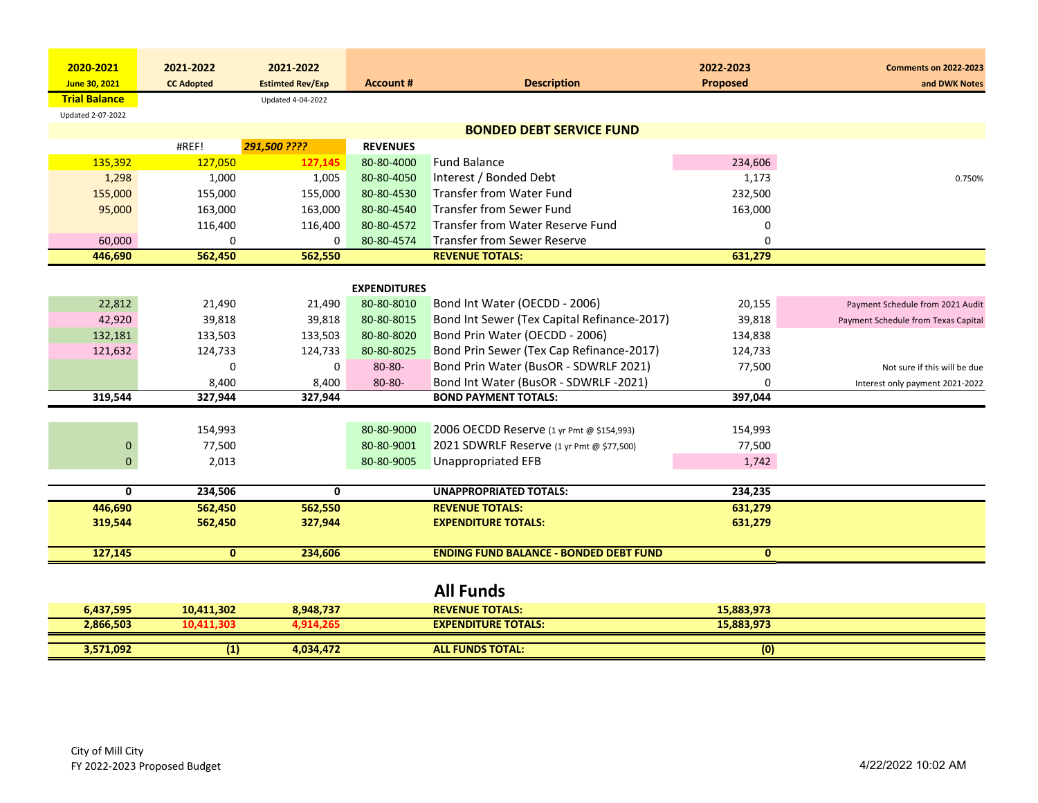| 2020-2021 June 30, 2021 Trial Balance | 2021-2022 CC Adopted | 2021-2022 Estimted Rev/Exp | Account # | Description | 2022-2023 Proposed | Comments on 2022-2023 and DWK Notes |
|---|---|---|---|---|---|---|
| Updated 2-07-2022 | | Updated 4-04-2022 | | | | |
| | | | | **BONDED DEBT SERVICE FUND** | | |
| | #REF! | *291,500 ????* | **REVENUES** | | | |
| 135,392 | 127,050 | 127,145 | 80-80-4000 | Fund Balance | 234,606 | |
| 1,298 | 1,000 | 1,005 | 80-80-4050 | Interest / Bonded Debt | 1,173 | 0.750% |
| 155,000 | 155,000 | 155,000 | 80-80-4530 | Transfer from Water Fund | 232,500 | |
| 95,000 | 163,000 | 163,000 | 80-80-4540 | Transfer from Sewer Fund | 163,000 | |
| | 116,400 | 116,400 | 80-80-4572 | Transfer from Water Reserve Fund | 0 | |
| 60,000 | 0 | 0 | 80-80-4574 | Transfer from Sewer Reserve | 0 | |
| **446,690** | **562,450** | **562,550** | | **REVENUE TOTALS:** | **631,279** | |
| | | | **EXPENDITURES** | | | |
| 22,812 | 21,490 | 21,490 | 80-80-8010 | Bond Int Water (OECDD - 2006) | 20,155 | Payment Schedule from 2021 Audit |
| 42,920 | 39,818 | 39,818 | 80-80-8015 | Bond Int Sewer (Tex Capital Refinance-2017) | 39,818 | Payment Schedule from Texas Capital |
| 132,181 | 133,503 | 133,503 | 80-80-8020 | Bond Prin Water (OECDD - 2006) | 134,838 | |
| 121,632 | 124,733 | 124,733 | 80-80-8025 | Bond Prin Sewer (Tex Cap Refinance-2017) | 124,733 | |
| | 0 | 0 | 80-80- | Bond Prin Water (BusOR - SDWRLF 2021) | 77,500 | Not sure if this will be due |
| | 8,400 | 8,400 | 80-80- | Bond Int Water (BusOR - SDWRLF -2021) | 0 | Interest only payment 2021-2022 |
| **319,544** | **327,944** | **327,944** | | **BOND PAYMENT TOTALS:** | **397,044** | |
| | 154,993 | | 80-80-9000 | 2006 OECDD Reserve (1 yr Pmt @ $154,993) | 154,993 | |
| 0 | 77,500 | | 80-80-9001 | 2021 SDWRLF Reserve (1 yr Pmt @ $77,500) | 77,500 | |
| 0 | 2,013 | | 80-80-9005 | Unappropriated EFB | 1,742 | |
| **0** | **234,506** | **0** | | **UNAPPROPRIATED TOTALS:** | **234,235** | |
| **446,690** | **562,450** | **562,550** | | **REVENUE TOTALS:** | **631,279** | |
| **319,544** | **562,450** | **327,944** | | **EXPENDITURE TOTALS:** | **631,279** | |
| **127,145** | **0** | **234,606** | | **ENDING FUND BALANCE - BONDED DEBT FUND** | **0** | |

## All Funds

| 2020-2021 | 2021-2022 | 2021-2022 | | Description | 2022-2023 |
|---|---|---|---|---|---|
| **6,437,595** | **10,411,302** | **8,948,737** | | **REVENUE TOTALS:** | **15,883,973** |
| **2,866,503** | **10,411,303** | **4,914,265** | | **EXPENDITURE TOTALS:** | **15,883,973** |
| **3,571,092** | **(1)** | **4,034,472** | | **ALL FUNDS TOTAL:** | **(0)** |

City of Mill City
FY 2022-2023 Proposed Budget

4/22/2022 10:02 AM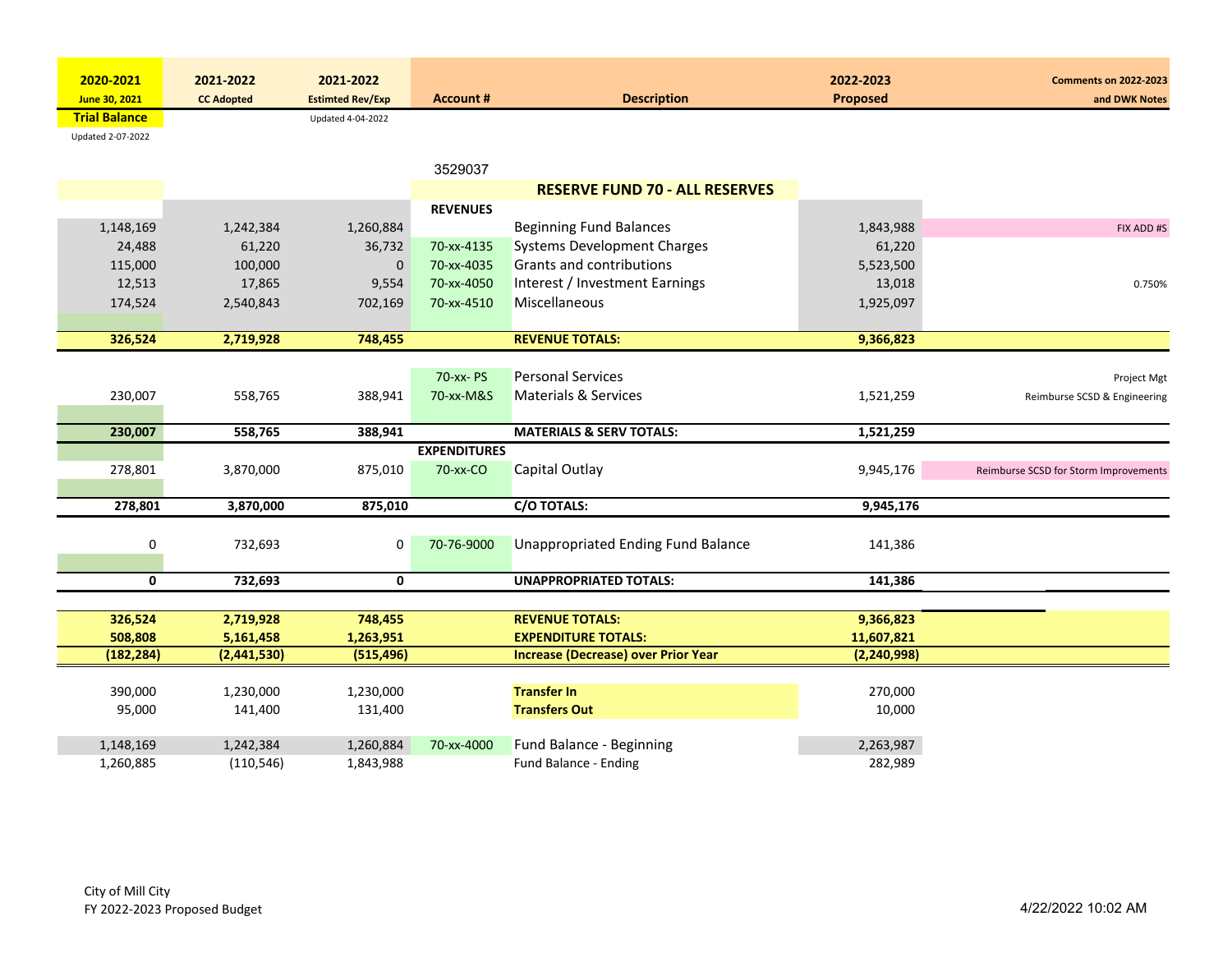| 2020-2021 June 30, 2021 Trial Balance | 2021-2022 CC Adopted | 2021-2022 Estimted Rev/Exp | Account # | Description | 2022-2023 Proposed | Comments on 2022-2023 and DWK Notes |
|---|---|---|---|---|---|---|
| Updated 2-07-2022 | | Updated 4-04-2022 | | | | |
| | | | 3529037 | | | |
| | | | | **RESERVE FUND 70 - ALL RESERVES** | | |
| | | | **REVENUES** | | | |
| 1,148,169 | 1,242,384 | 1,260,884 | | Beginning Fund Balances | 1,843,988 | FIX ADD #S |
| 24,488 | 61,220 | 36,732 | 70-xx-4135 | Systems Development Charges | 61,220 | |
| 115,000 | 100,000 | 0 | 70-xx-4035 | Grants and contributions | 5,523,500 | |
| 12,513 | 17,865 | 9,554 | 70-xx-4050 | Interest / Investment Earnings | 13,018 | 0.750% |
| 174,524 | 2,540,843 | 702,169 | 70-xx-4510 | Miscellaneous | 1,925,097 | |
| **326,524** | **2,719,928** | **748,455** | | **REVENUE TOTALS:** | **9,366,823** | |
| | | | 70-xx- PS | Personal Services | | Project Mgt |
| 230,007 | 558,765 | 388,941 | 70-xx-M&S | Materials & Services | 1,521,259 | Reimburse SCSD & Engineering |
| **230,007** | **558,765** | **388,941** | | **MATERIALS & SERV TOTALS:** | **1,521,259** | |
| | | | **EXPENDITURES** | | | |
| 278,801 | 3,870,000 | 875,010 | 70-xx-CO | Capital Outlay | 9,945,176 | Reimburse SCSD for Storm Improvements |
| **278,801** | **3,870,000** | **875,010** | | **C/O TOTALS:** | **9,945,176** | |
| 0 | 732,693 | 0 | 70-76-9000 | Unappropriated Ending Fund Balance | 141,386 | |
| **0** | **732,693** | **0** | | **UNAPPROPRIATED TOTALS:** | **141,386** | |
| **326,524** | **2,719,928** | **748,455** | | **REVENUE TOTALS:** | **9,366,823** | |
| **508,808** | **5,161,458** | **1,263,951** | | **EXPENDITURE TOTALS:** | **11,607,821** | |
| **(182,284)** | **(2,441,530)** | **(515,496)** | | **Increase (Decrease) over Prior Year** | **(2,240,998)** | |
| 390,000 | 1,230,000 | 1,230,000 | | **Transfer In** | 270,000 | |
| 95,000 | 141,400 | 131,400 | | **Transfers Out** | 10,000 | |
| 1,148,169 | 1,242,384 | 1,260,884 | 70-xx-4000 | Fund Balance - Beginning | 2,263,987 | |
| 1,260,885 | (110,546) | 1,843,988 | | Fund Balance - Ending | 282,989 | |

City of Mill City
FY 2022-2023 Proposed Budget

4/22/2022 10:02 AM